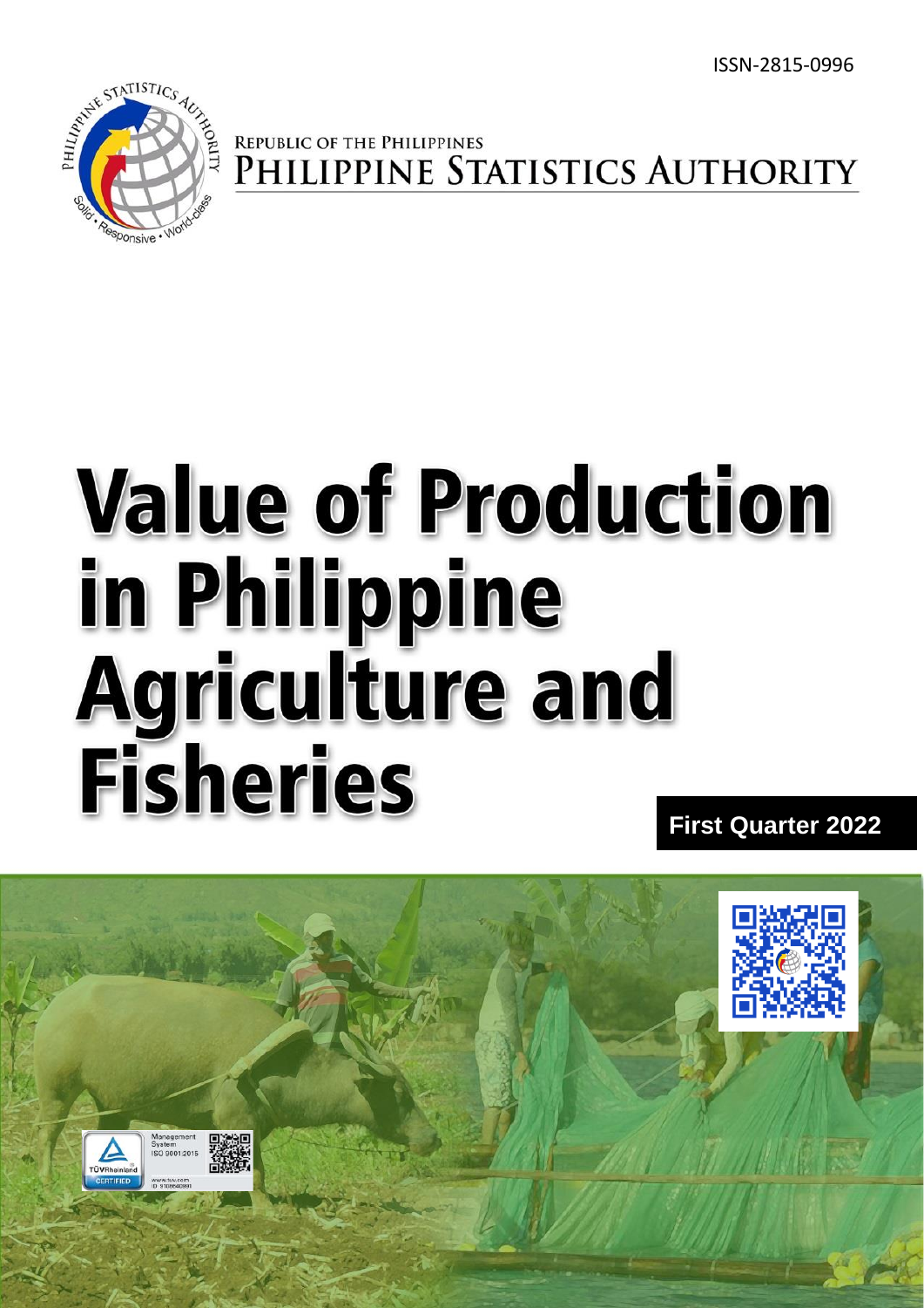ISSN-2815-0996

REPUBLIC OF THE PHILIPPINES
PHILIPPINE STATISTICS AUTHORITY

# Value of Production in Philippine Agriculture and Fisheries

**First Quarter 2022**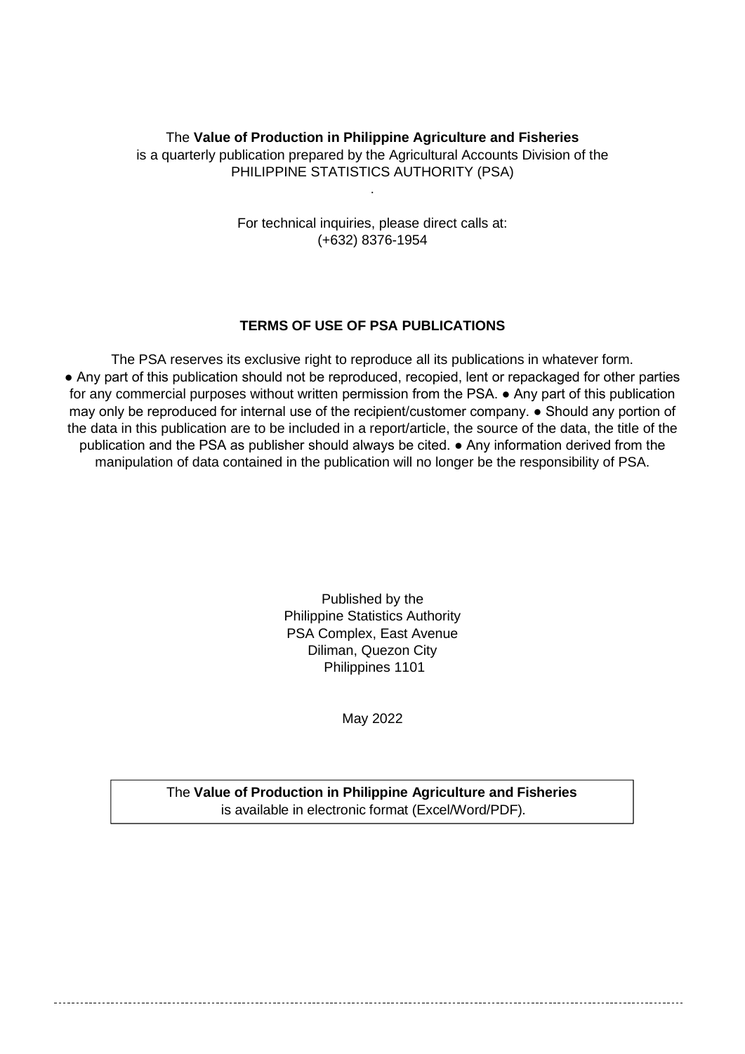The **Value of Production in Philippine Agriculture and Fisheries**
is a quarterly publication prepared by the Agricultural Accounts Division of the
PHILIPPINE STATISTICS AUTHORITY (PSA)

For technical inquiries, please direct calls at:
(+632) 8376-1954

**TERMS OF USE OF PSA PUBLICATIONS**

The PSA reserves its exclusive right to reproduce all its publications in whatever form. ● Any part of this publication should not be reproduced, recopied, lent or repackaged for other parties for any commercial purposes without written permission from the PSA. ● Any part of this publication may only be reproduced for internal use of the recipient/customer company. ● Should any portion of the data in this publication are to be included in a report/article, the source of the data, the title of the publication and the PSA as publisher should always be cited. ● Any information derived from the manipulation of data contained in the publication will no longer be the responsibility of PSA.

Published by the
Philippine Statistics Authority
PSA Complex, East Avenue
Diliman, Quezon City
Philippines 1101

May 2022

The **Value of Production in Philippine Agriculture and Fisheries**
is available in electronic format (Excel/Word/PDF).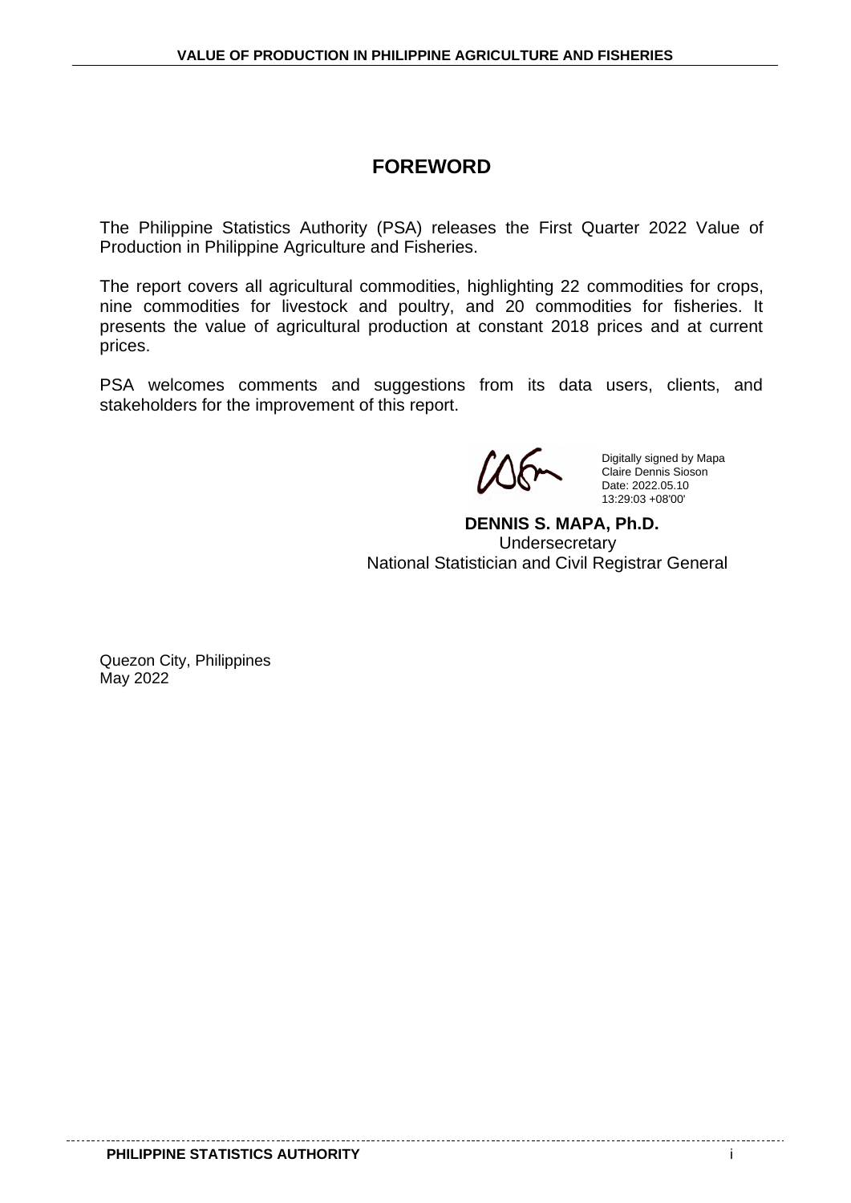# FOREWORD

The Philippine Statistics Authority (PSA) releases the First Quarter 2022 Value of Production in Philippine Agriculture and Fisheries.

The report covers all agricultural commodities, highlighting 22 commodities for crops, nine commodities for livestock and poultry, and 20 commodities for fisheries. It presents the value of agricultural production at constant 2018 prices and at current prices.

PSA welcomes comments and suggestions from its data users, clients, and stakeholders for the improvement of this report.

Digitally signed by Mapa Claire Dennis Sioson
Date: 2022.05.10 13:29:03 +08'00'

**DENNIS S. MAPA, Ph.D.**
Undersecretary
National Statistician and Civil Registrar General

Quezon City, Philippines
May 2022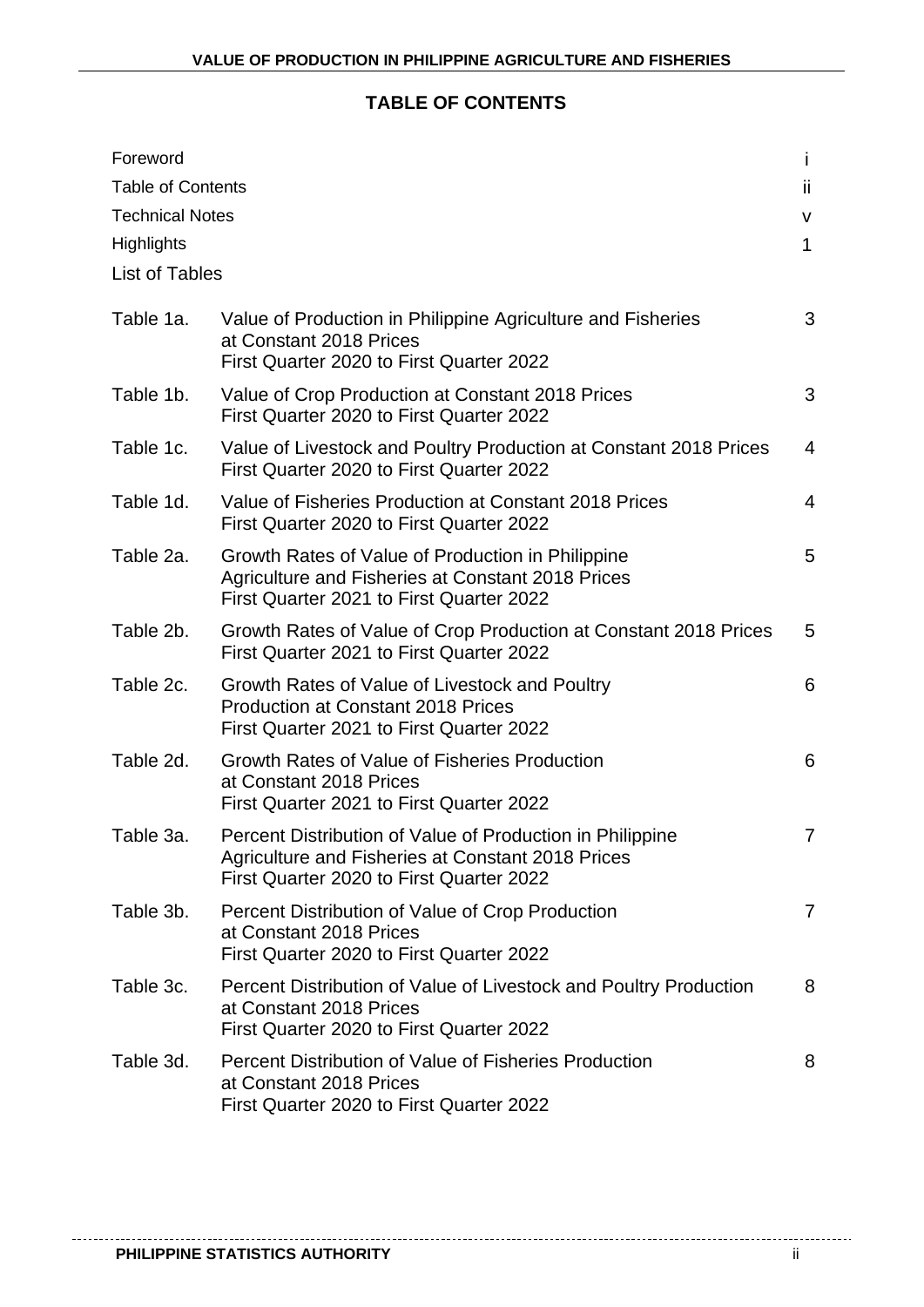## TABLE OF CONTENTS

| | | |
|---|---|---|
| Foreword | | i |
| Table of Contents | | ii |
| Technical Notes | | v |
| Highlights | | 1 |
| List of Tables | | |
| Table 1a. | Value of Production in Philippine Agriculture and Fisheries at Constant 2018 Prices First Quarter 2020 to First Quarter 2022 | 3 |
| Table 1b. | Value of Crop Production at Constant 2018 Prices First Quarter 2020 to First Quarter 2022 | 3 |
| Table 1c. | Value of Livestock and Poultry Production at Constant 2018 Prices First Quarter 2020 to First Quarter 2022 | 4 |
| Table 1d. | Value of Fisheries Production at Constant 2018 Prices First Quarter 2020 to First Quarter 2022 | 4 |
| Table 2a. | Growth Rates of Value of Production in Philippine Agriculture and Fisheries at Constant 2018 Prices First Quarter 2021 to First Quarter 2022 | 5 |
| Table 2b. | Growth Rates of Value of Crop Production at Constant 2018 Prices First Quarter 2021 to First Quarter 2022 | 5 |
| Table 2c. | Growth Rates of Value of Livestock and Poultry Production at Constant 2018 Prices First Quarter 2021 to First Quarter 2022 | 6 |
| Table 2d. | Growth Rates of Value of Fisheries Production at Constant 2018 Prices First Quarter 2021 to First Quarter 2022 | 6 |
| Table 3a. | Percent Distribution of Value of Production in Philippine Agriculture and Fisheries at Constant 2018 Prices First Quarter 2020 to First Quarter 2022 | 7 |
| Table 3b. | Percent Distribution of Value of Crop Production at Constant 2018 Prices First Quarter 2020 to First Quarter 2022 | 7 |
| Table 3c. | Percent Distribution of Value of Livestock and Poultry Production at Constant 2018 Prices First Quarter 2020 to First Quarter 2022 | 8 |
| Table 3d. | Percent Distribution of Value of Fisheries Production at Constant 2018 Prices First Quarter 2020 to First Quarter 2022 | 8 |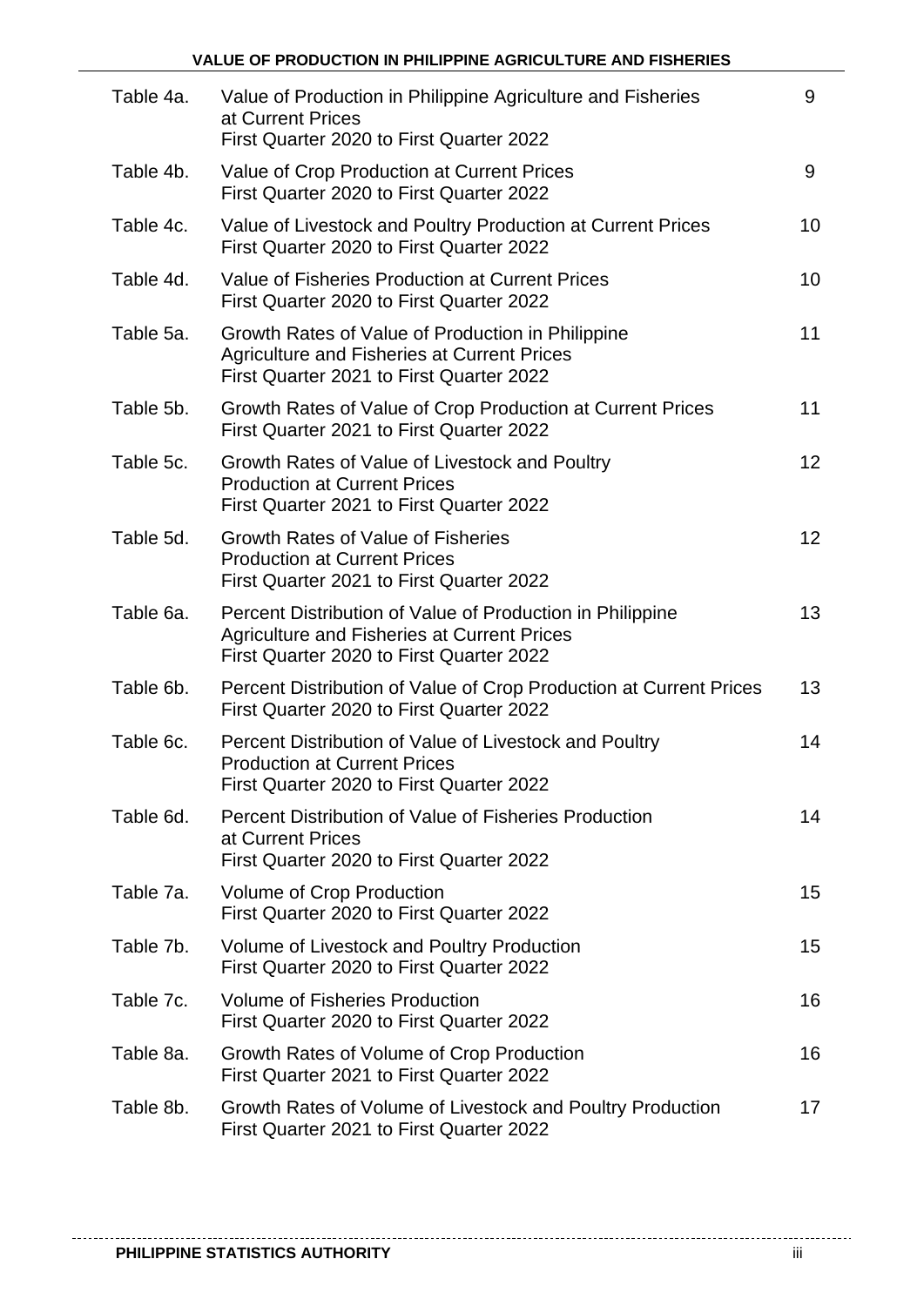| | | |
|---|---|---|
| Table 4a. | Value of Production in Philippine Agriculture and Fisheries at Current Prices<br>First Quarter 2020 to First Quarter 2022 | 9 |
| Table 4b. | Value of Crop Production at Current Prices<br>First Quarter 2020 to First Quarter 2022 | 9 |
| Table 4c. | Value of Livestock and Poultry Production at Current Prices<br>First Quarter 2020 to First Quarter 2022 | 10 |
| Table 4d. | Value of Fisheries Production at Current Prices<br>First Quarter 2020 to First Quarter 2022 | 10 |
| Table 5a. | Growth Rates of Value of Production in Philippine Agriculture and Fisheries at Current Prices<br>First Quarter 2021 to First Quarter 2022 | 11 |
| Table 5b. | Growth Rates of Value of Crop Production at Current Prices<br>First Quarter 2021 to First Quarter 2022 | 11 |
| Table 5c. | Growth Rates of Value of Livestock and Poultry Production at Current Prices<br>First Quarter 2021 to First Quarter 2022 | 12 |
| Table 5d. | Growth Rates of Value of Fisheries Production at Current Prices<br>First Quarter 2021 to First Quarter 2022 | 12 |
| Table 6a. | Percent Distribution of Value of Production in Philippine Agriculture and Fisheries at Current Prices<br>First Quarter 2020 to First Quarter 2022 | 13 |
| Table 6b. | Percent Distribution of Value of Crop Production at Current Prices<br>First Quarter 2020 to First Quarter 2022 | 13 |
| Table 6c. | Percent Distribution of Value of Livestock and Poultry Production at Current Prices<br>First Quarter 2020 to First Quarter 2022 | 14 |
| Table 6d. | Percent Distribution of Value of Fisheries Production at Current Prices<br>First Quarter 2020 to First Quarter 2022 | 14 |
| Table 7a. | Volume of Crop Production<br>First Quarter 2020 to First Quarter 2022 | 15 |
| Table 7b. | Volume of Livestock and Poultry Production<br>First Quarter 2020 to First Quarter 2022 | 15 |
| Table 7c. | Volume of Fisheries Production<br>First Quarter 2020 to First Quarter 2022 | 16 |
| Table 8a. | Growth Rates of Volume of Crop Production<br>First Quarter 2021 to First Quarter 2022 | 16 |
| Table 8b. | Growth Rates of Volume of Livestock and Poultry Production<br>First Quarter 2021 to First Quarter 2022 | 17 |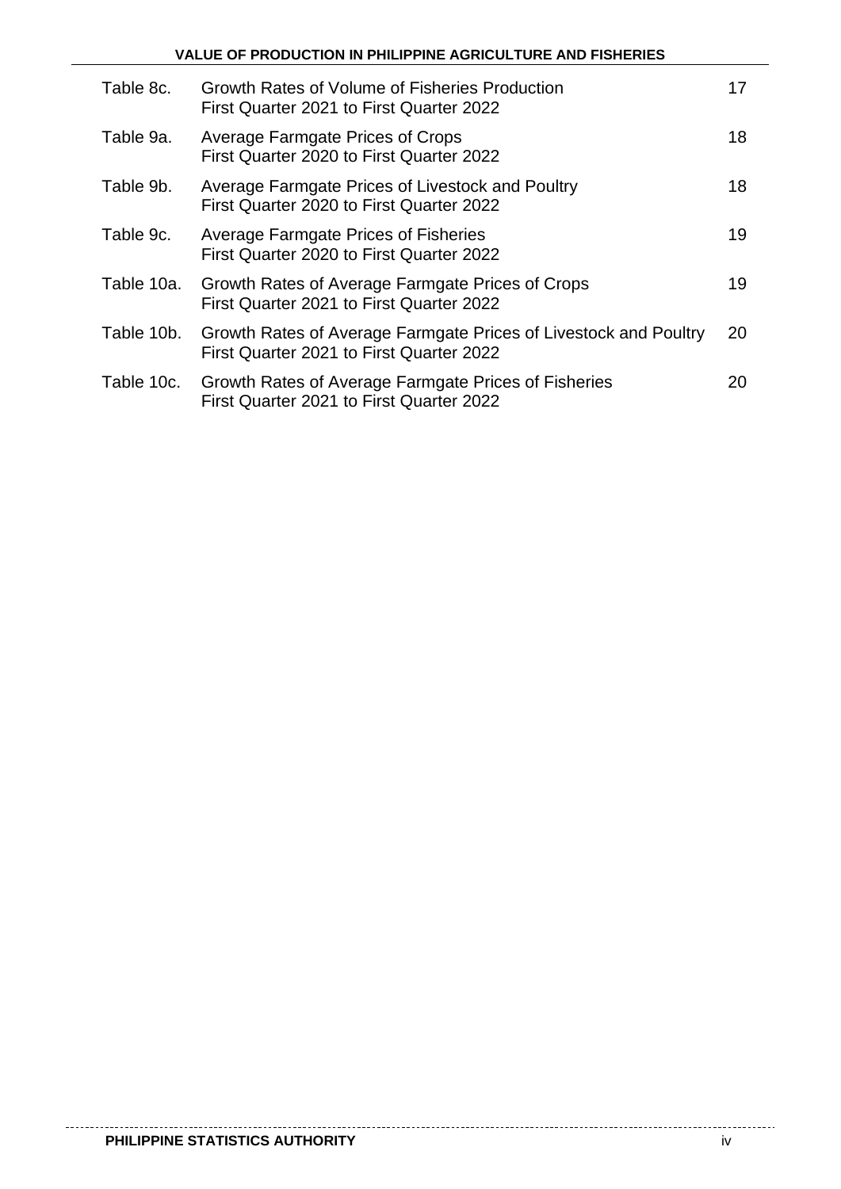| | | |
|---|---|---|
| Table 8c. | Growth Rates of Volume of Fisheries Production<br>First Quarter 2021 to First Quarter 2022 | 17 |
| Table 9a. | Average Farmgate Prices of Crops<br>First Quarter 2020 to First Quarter 2022 | 18 |
| Table 9b. | Average Farmgate Prices of Livestock and Poultry<br>First Quarter 2020 to First Quarter 2022 | 18 |
| Table 9c. | Average Farmgate Prices of Fisheries<br>First Quarter 2020 to First Quarter 2022 | 19 |
| Table 10a. | Growth Rates of Average Farmgate Prices of Crops<br>First Quarter 2021 to First Quarter 2022 | 19 |
| Table 10b. | Growth Rates of Average Farmgate Prices of Livestock and Poultry<br>First Quarter 2021 to First Quarter 2022 | 20 |
| Table 10c. | Growth Rates of Average Farmgate Prices of Fisheries<br>First Quarter 2021 to First Quarter 2022 | 20 |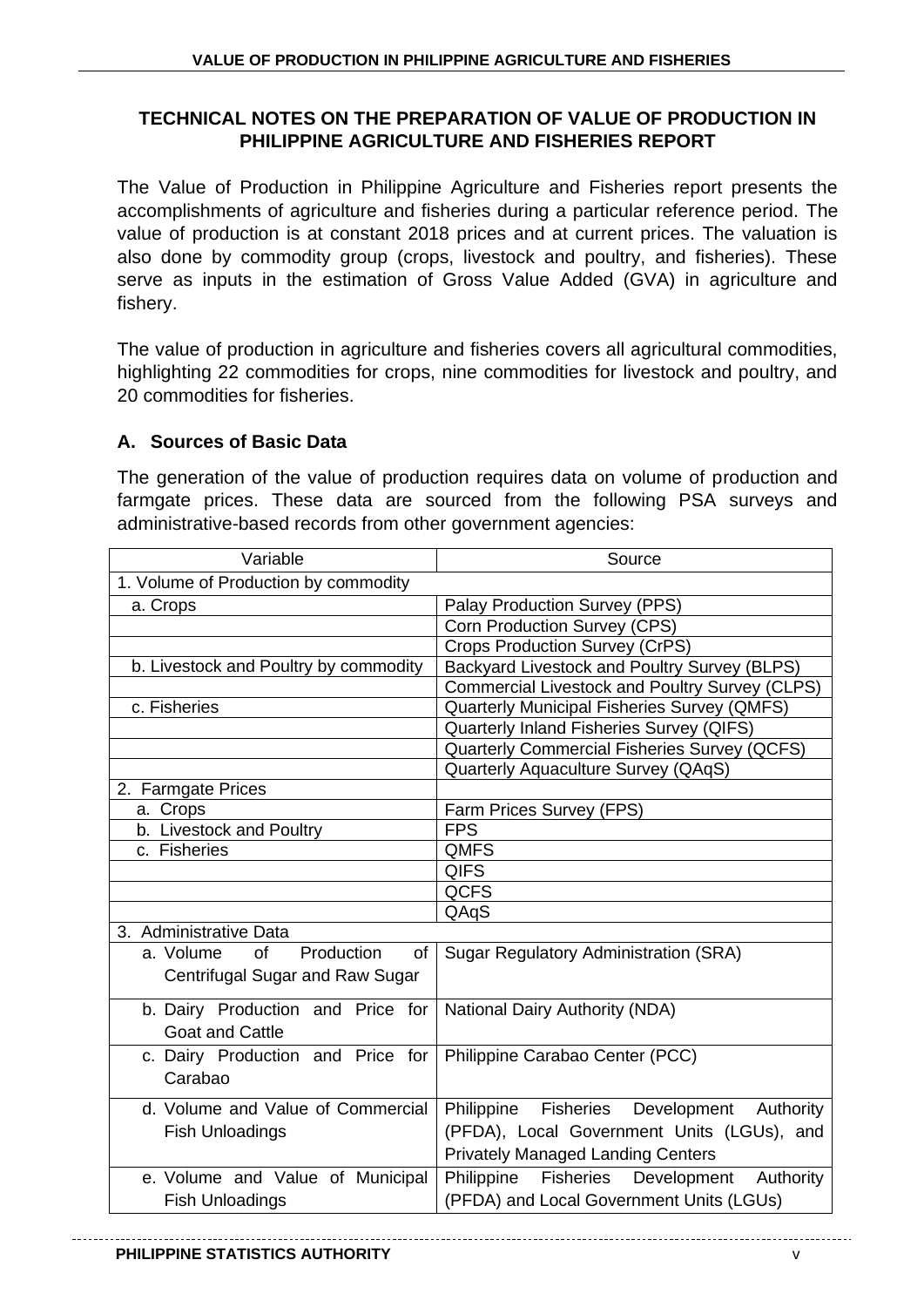## TECHNICAL NOTES ON THE PREPARATION OF VALUE OF PRODUCTION IN PHILIPPINE AGRICULTURE AND FISHERIES REPORT

The Value of Production in Philippine Agriculture and Fisheries report presents the accomplishments of agriculture and fisheries during a particular reference period. The value of production is at constant 2018 prices and at current prices. The valuation is also done by commodity group (crops, livestock and poultry, and fisheries). These serve as inputs in the estimation of Gross Value Added (GVA) in agriculture and fishery.

The value of production in agriculture and fisheries covers all agricultural commodities, highlighting 22 commodities for crops, nine commodities for livestock and poultry, and 20 commodities for fisheries.

### A. Sources of Basic Data

The generation of the value of production requires data on volume of production and farmgate prices. These data are sourced from the following PSA surveys and administrative-based records from other government agencies:

| Variable | Source |
|---|---|
| 1. Volume of Production by commodity | |
| a. Crops | Palay Production Survey (PPS) |
| | Corn Production Survey (CPS) |
| | Crops Production Survey (CrPS) |
| b. Livestock and Poultry by commodity | Backyard Livestock and Poultry Survey (BLPS) |
| | Commercial Livestock and Poultry Survey (CLPS) |
| c. Fisheries | Quarterly Municipal Fisheries Survey (QMFS) |
| | Quarterly Inland Fisheries Survey (QIFS) |
| | Quarterly Commercial Fisheries Survey (QCFS) |
| | Quarterly Aquaculture Survey (QAqS) |
| 2. Farmgate Prices | |
| a. Crops | Farm Prices Survey (FPS) |
| b. Livestock and Poultry | FPS |
| c. Fisheries | QMFS |
| | QIFS |
| | QCFS |
| | QAqS |
| 3. Administrative Data | |
| a. Volume of Production of Centrifugal Sugar and Raw Sugar | Sugar Regulatory Administration (SRA) |
| b. Dairy Production and Price for Goat and Cattle | National Dairy Authority (NDA) |
| c. Dairy Production and Price for Carabao | Philippine Carabao Center (PCC) |
| d. Volume and Value of Commercial Fish Unloadings | Philippine Fisheries Development Authority (PFDA), Local Government Units (LGUs), and Privately Managed Landing Centers |
| e. Volume and Value of Municipal Fish Unloadings | Philippine Fisheries Development Authority (PFDA) and Local Government Units (LGUs) |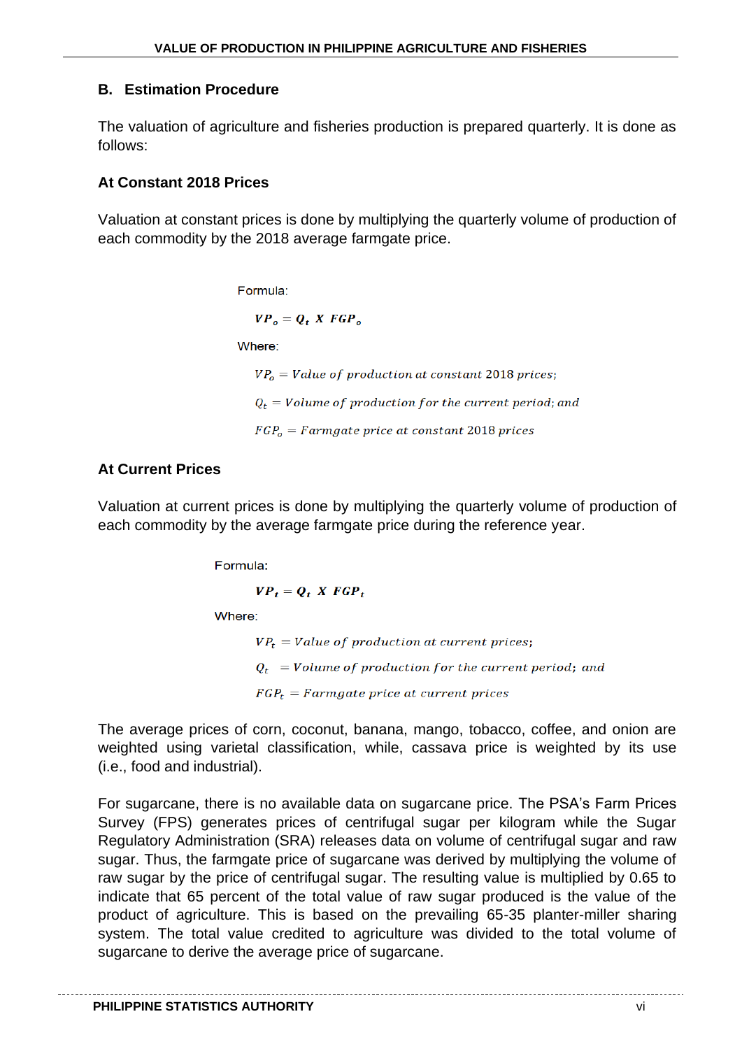## B. Estimation Procedure

The valuation of agriculture and fisheries production is prepared quarterly. It is done as follows:

### At Constant 2018 Prices

Valuation at constant prices is done by multiplying the quarterly volume of production of each commodity by the 2018 average farmgate price.

Formula:

$$VP_o = Q_t \ X \ FGP_o$$

Where:

$VP_o = \text{Value of production at constant 2018 prices};$

$Q_t = \text{Volume of production for the current period; and}$

$FGP_o = \text{Farmgate price at constant 2018 prices}$

### At Current Prices

Valuation at current prices is done by multiplying the quarterly volume of production of each commodity by the average farmgate price during the reference year.

Formula:

$$VP_t = Q_t \ X \ FGP_t$$

Where:

$VP_t = \text{Value of production at current prices};$

$Q_t = \text{Volume of production for the current period; and}$

$FGP_t = \text{Farmgate price at current prices}$

The average prices of corn, coconut, banana, mango, tobacco, coffee, and onion are weighted using varietal classification, while, cassava price is weighted by its use (i.e., food and industrial).

For sugarcane, there is no available data on sugarcane price. The PSA's Farm Prices Survey (FPS) generates prices of centrifugal sugar per kilogram while the Sugar Regulatory Administration (SRA) releases data on volume of centrifugal sugar and raw sugar. Thus, the farmgate price of sugarcane was derived by multiplying the volume of raw sugar by the price of centrifugal sugar. The resulting value is multiplied by 0.65 to indicate that 65 percent of the total value of raw sugar produced is the value of the product of agriculture. This is based on the prevailing 65-35 planter-miller sharing system. The total value credited to agriculture was divided to the total volume of sugarcane to derive the average price of sugarcane.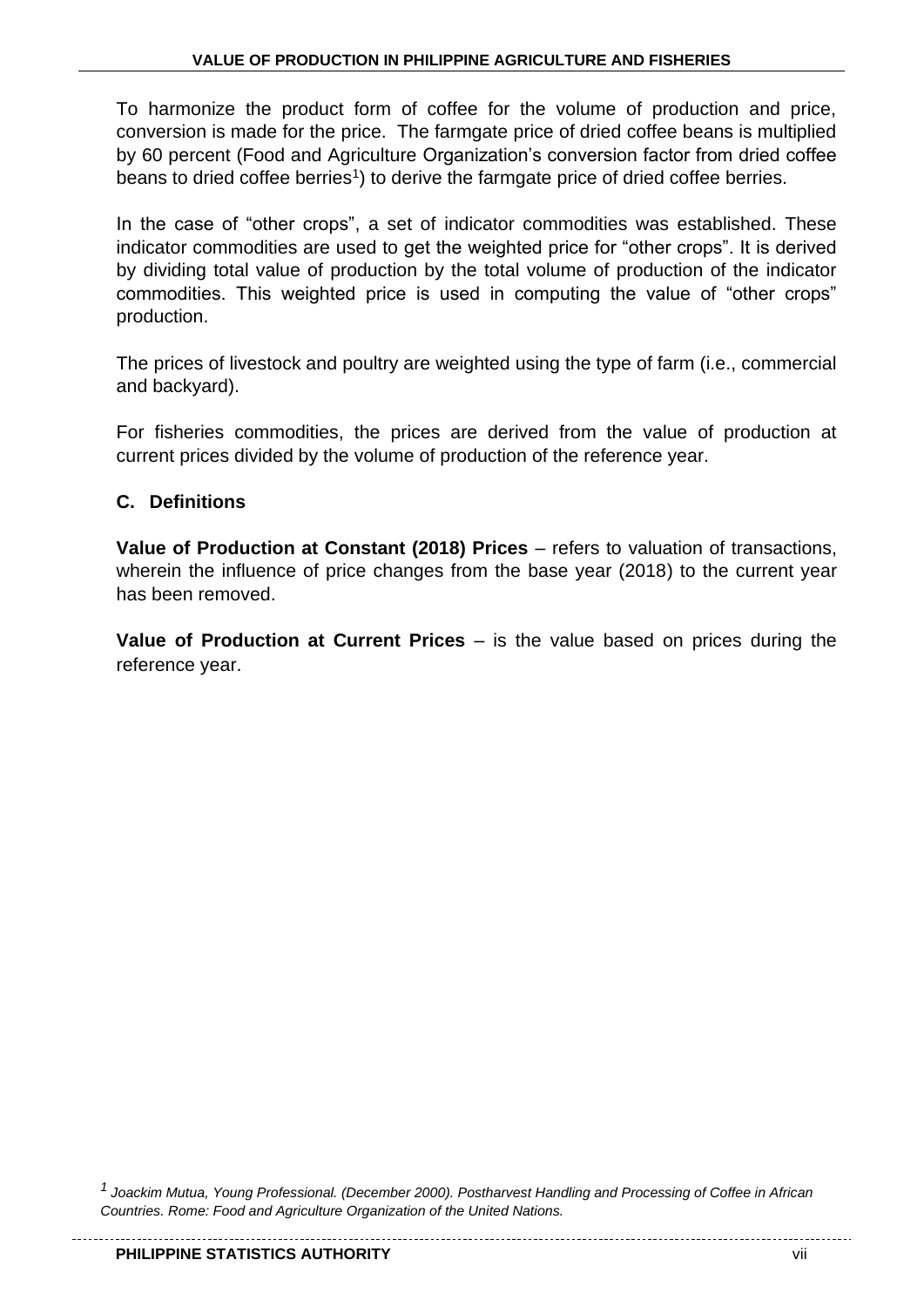To harmonize the product form of coffee for the volume of production and price, conversion is made for the price. The farmgate price of dried coffee beans is multiplied by 60 percent (Food and Agriculture Organization's conversion factor from dried coffee beans to dried coffee berries[1]) to derive the farmgate price of dried coffee berries.

In the case of "other crops", a set of indicator commodities was established. These indicator commodities are used to get the weighted price for "other crops". It is derived by dividing total value of production by the total volume of production of the indicator commodities. This weighted price is used in computing the value of "other crops" production.

The prices of livestock and poultry are weighted using the type of farm (i.e., commercial and backyard).

For fisheries commodities, the prices are derived from the value of production at current prices divided by the volume of production of the reference year.

### C. Definitions

**Value of Production at Constant (2018) Prices** – refers to valuation of transactions, wherein the influence of price changes from the base year (2018) to the current year has been removed.

**Value of Production at Current Prices** – is the value based on prices during the reference year.

*[1] Joackim Mutua, Young Professional. (December 2000). Postharvest Handling and Processing of Coffee in African Countries. Rome: Food and Agriculture Organization of the United Nations.*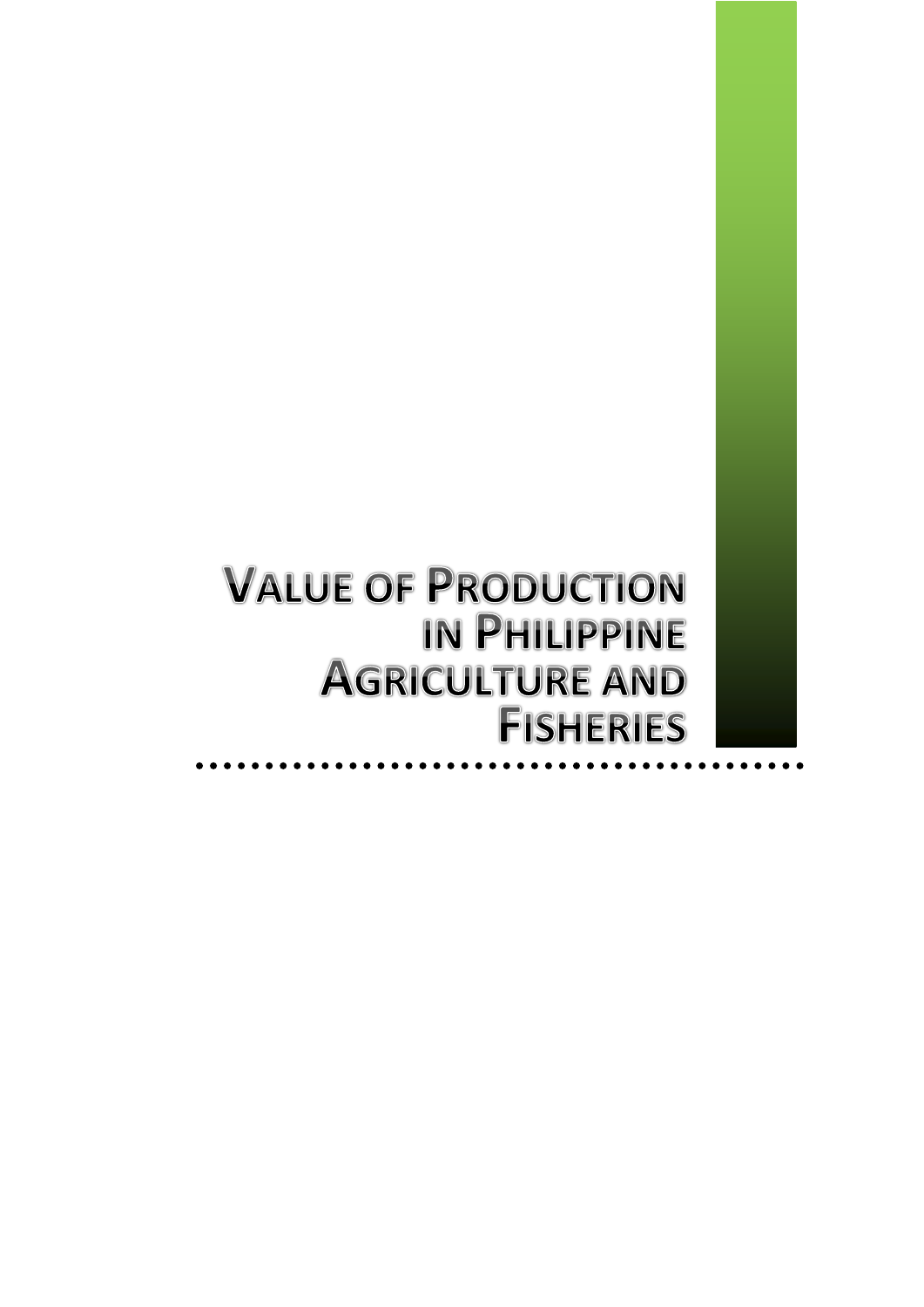# Value of Production in Philippine Agriculture and Fisheries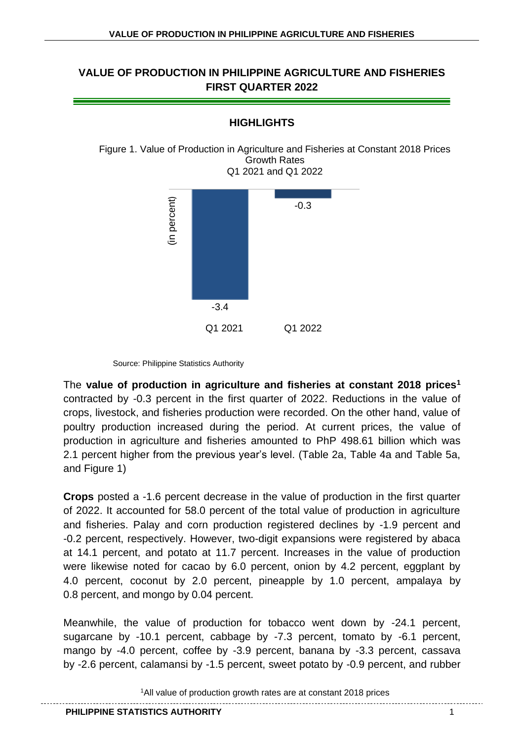# VALUE OF PRODUCTION IN PHILIPPINE AGRICULTURE AND FISHERIES FIRST QUARTER 2022

## HIGHLIGHTS

Figure 1. Value of Production in Agriculture and Fisheries at Constant 2018 Prices Growth Rates
Q1 2021 and Q1 2022

| | Q1 2021 | Q1 2022 |
|---|---|---|
| (in percent) | -3.4 | -0.3 |

Source: Philippine Statistics Authority

The **value of production in agriculture and fisheries at constant 2018 prices**[1] contracted by -0.3 percent in the first quarter of 2022. Reductions in the value of crops, livestock, and fisheries production were recorded. On the other hand, value of poultry production increased during the period. At current prices, the value of production in agriculture and fisheries amounted to PhP 498.61 billion which was 2.1 percent higher from the previous year's level. (Table 2a, Table 4a and Table 5a, and Figure 1)

**Crops** posted a -1.6 percent decrease in the value of production in the first quarter of 2022. It accounted for 58.0 percent of the total value of production in agriculture and fisheries. Palay and corn production registered declines by -1.9 percent and -0.2 percent, respectively. However, two-digit expansions were registered by abaca at 14.1 percent, and potato at 11.7 percent. Increases in the value of production were likewise noted for cacao by 6.0 percent, onion by 4.2 percent, eggplant by 4.0 percent, coconut by 2.0 percent, pineapple by 1.0 percent, ampalaya by 0.8 percent, and mongo by 0.04 percent.

Meanwhile, the value of production for tobacco went down by -24.1 percent, sugarcane by -10.1 percent, cabbage by -7.3 percent, tomato by -6.1 percent, mango by -4.0 percent, coffee by -3.9 percent, banana by -3.3 percent, cassava by -2.6 percent, calamansi by -1.5 percent, sweet potato by -0.9 percent, and rubber

[1]All value of production growth rates are at constant 2018 prices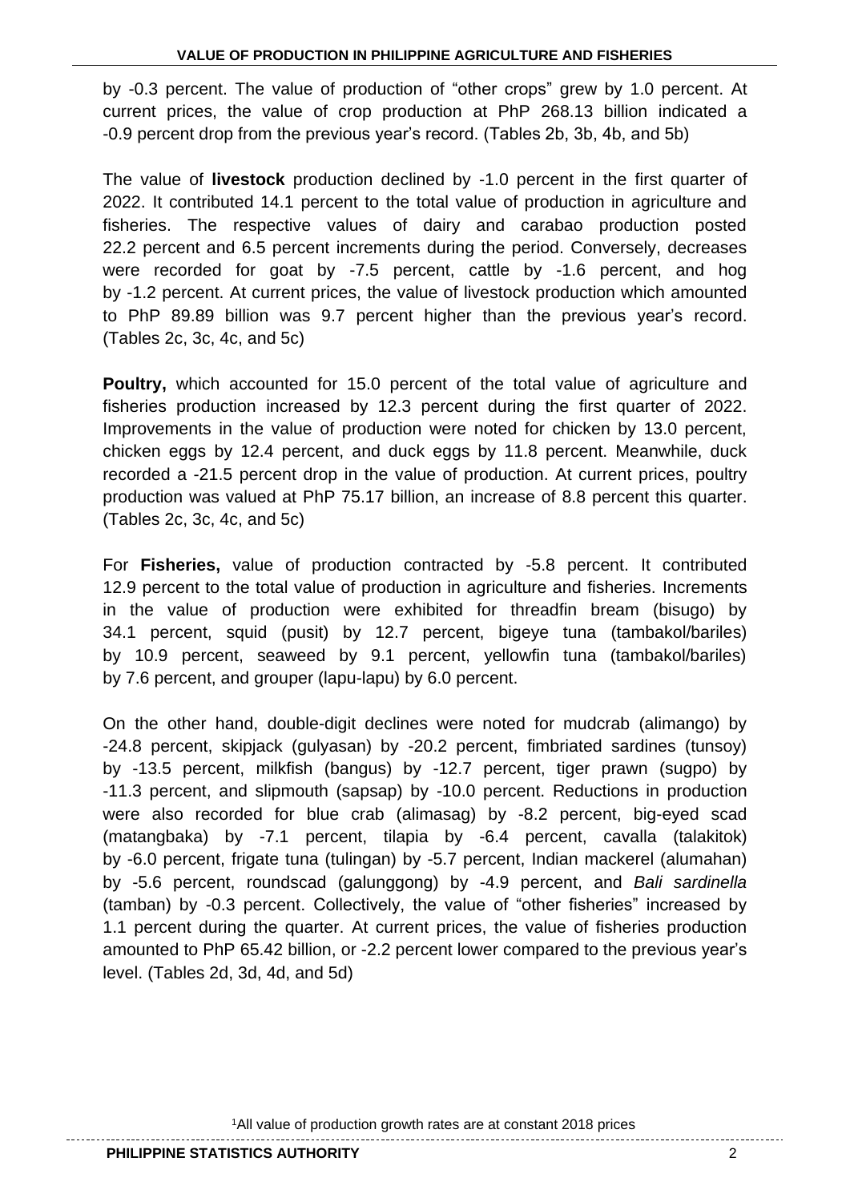by -0.3 percent. The value of production of “other crops” grew by 1.0 percent. At current prices, the value of crop production at PhP 268.13 billion indicated a -0.9 percent drop from the previous year’s record. (Tables 2b, 3b, 4b, and 5b)

The value of **livestock** production declined by -1.0 percent in the first quarter of 2022. It contributed 14.1 percent to the total value of production in agriculture and fisheries. The respective values of dairy and carabao production posted 22.2 percent and 6.5 percent increments during the period. Conversely, decreases were recorded for goat by -7.5 percent, cattle by -1.6 percent, and hog by -1.2 percent. At current prices, the value of livestock production which amounted to PhP 89.89 billion was 9.7 percent higher than the previous year’s record. (Tables 2c, 3c, 4c, and 5c)

**Poultry,** which accounted for 15.0 percent of the total value of agriculture and fisheries production increased by 12.3 percent during the first quarter of 2022. Improvements in the value of production were noted for chicken by 13.0 percent, chicken eggs by 12.4 percent, and duck eggs by 11.8 percent. Meanwhile, duck recorded a -21.5 percent drop in the value of production. At current prices, poultry production was valued at PhP 75.17 billion, an increase of 8.8 percent this quarter. (Tables 2c, 3c, 4c, and 5c)

For **Fisheries,** value of production contracted by -5.8 percent. It contributed 12.9 percent to the total value of production in agriculture and fisheries. Increments in the value of production were exhibited for threadfin bream (bisugo) by 34.1 percent, squid (pusit) by 12.7 percent, bigeye tuna (tambakol/bariles) by 10.9 percent, seaweed by 9.1 percent, yellowfin tuna (tambakol/bariles) by 7.6 percent, and grouper (lapu-lapu) by 6.0 percent.

On the other hand, double-digit declines were noted for mudcrab (alimango) by -24.8 percent, skipjack (gulyasan) by -20.2 percent, fimbriated sardines (tunsoy) by -13.5 percent, milkfish (bangus) by -12.7 percent, tiger prawn (sugpo) by -11.3 percent, and slipmouth (sapsap) by -10.0 percent. Reductions in production were also recorded for blue crab (alimasag) by -8.2 percent, big-eyed scad (matangbaka) by -7.1 percent, tilapia by -6.4 percent, cavalla (talakitok) by -6.0 percent, frigate tuna (tulingan) by -5.7 percent, Indian mackerel (alumahan) by -5.6 percent, roundscad (galunggong) by -4.9 percent, and *Bali sardinella* (tamban) by -0.3 percent. Collectively, the value of “other fisheries” increased by 1.1 percent during the quarter. At current prices, the value of fisheries production amounted to PhP 65.42 billion, or -2.2 percent lower compared to the previous year’s level. (Tables 2d, 3d, 4d, and 5d)

[1]All value of production growth rates are at constant 2018 prices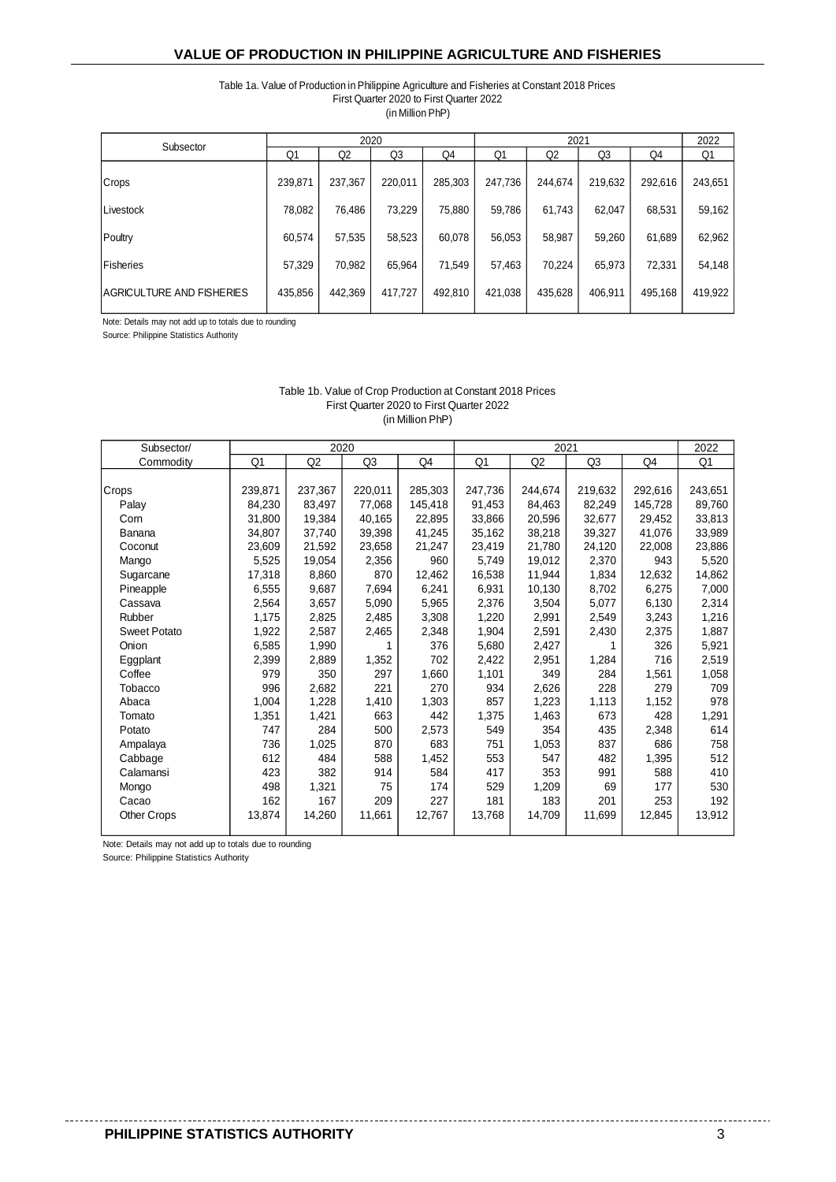## VALUE OF PRODUCTION IN PHILIPPINE AGRICULTURE AND FISHERIES

Table 1a. Value of Production in Philippine Agriculture and Fisheries at Constant 2018 Prices
First Quarter 2020 to First Quarter 2022
(in Million PhP)

| Subsector | 2020 | | | | 2021 | | | | 2022 |
|---|---|---|---|---|---|---|---|---|---|
| | Q1 | Q2 | Q3 | Q4 | Q1 | Q2 | Q3 | Q4 | Q1 |
| Crops | 239,871 | 237,367 | 220,011 | 285,303 | 247,736 | 244,674 | 219,632 | 292,616 | 243,651 |
| Livestock | 78,082 | 76,486 | 73,229 | 75,880 | 59,786 | 61,743 | 62,047 | 68,531 | 59,162 |
| Poultry | 60,574 | 57,535 | 58,523 | 60,078 | 56,053 | 58,987 | 59,260 | 61,689 | 62,962 |
| Fisheries | 57,329 | 70,982 | 65,964 | 71,549 | 57,463 | 70,224 | 65,973 | 72,331 | 54,148 |
| AGRICULTURE AND FISHERIES | 435,856 | 442,369 | 417,727 | 492,810 | 421,038 | 435,628 | 406,911 | 495,168 | 419,922 |

Note: Details may not add up to totals due to rounding
Source: Philippine Statistics Authority

Table 1b. Value of Crop Production at Constant 2018 Prices
First Quarter 2020 to First Quarter 2022
(in Million PhP)

| Subsector/ Commodity | 2020 | | | | 2021 | | | | 2022 |
|---|---|---|---|---|---|---|---|---|---|
| | Q1 | Q2 | Q3 | Q4 | Q1 | Q2 | Q3 | Q4 | Q1 |
| Crops | 239,871 | 237,367 | 220,011 | 285,303 | 247,736 | 244,674 | 219,632 | 292,616 | 243,651 |
| Palay | 84,230 | 83,497 | 77,068 | 145,418 | 91,453 | 84,463 | 82,249 | 145,728 | 89,760 |
| Corn | 31,800 | 19,384 | 40,165 | 22,895 | 33,866 | 20,596 | 32,677 | 29,452 | 33,813 |
| Banana | 34,807 | 37,740 | 39,398 | 41,245 | 35,162 | 38,218 | 39,327 | 41,076 | 33,989 |
| Coconut | 23,609 | 21,592 | 23,658 | 21,247 | 23,419 | 21,780 | 24,120 | 22,008 | 23,886 |
| Mango | 5,525 | 19,054 | 2,356 | 960 | 5,749 | 19,012 | 2,370 | 943 | 5,520 |
| Sugarcane | 17,318 | 8,860 | 870 | 12,462 | 16,538 | 11,944 | 1,834 | 12,632 | 14,862 |
| Pineapple | 6,555 | 9,687 | 7,694 | 6,241 | 6,931 | 10,130 | 8,702 | 6,275 | 7,000 |
| Cassava | 2,564 | 3,657 | 5,090 | 5,965 | 2,376 | 3,504 | 5,077 | 6,130 | 2,314 |
| Rubber | 1,175 | 2,825 | 2,485 | 3,308 | 1,220 | 2,991 | 2,549 | 3,243 | 1,216 |
| Sweet Potato | 1,922 | 2,587 | 2,465 | 2,348 | 1,904 | 2,591 | 2,430 | 2,375 | 1,887 |
| Onion | 6,585 | 1,990 | 1 | 376 | 5,680 | 2,427 | 1 | 326 | 5,921 |
| Eggplant | 2,399 | 2,889 | 1,352 | 702 | 2,422 | 2,951 | 1,284 | 716 | 2,519 |
| Coffee | 979 | 350 | 297 | 1,660 | 1,101 | 349 | 284 | 1,561 | 1,058 |
| Tobacco | 996 | 2,682 | 221 | 270 | 934 | 2,626 | 228 | 279 | 709 |
| Abaca | 1,004 | 1,228 | 1,410 | 1,303 | 857 | 1,223 | 1,113 | 1,152 | 978 |
| Tomato | 1,351 | 1,421 | 663 | 442 | 1,375 | 1,463 | 673 | 428 | 1,291 |
| Potato | 747 | 284 | 500 | 2,573 | 549 | 354 | 435 | 2,348 | 614 |
| Ampalaya | 736 | 1,025 | 870 | 683 | 751 | 1,053 | 837 | 686 | 758 |
| Cabbage | 612 | 484 | 588 | 1,452 | 553 | 547 | 482 | 1,395 | 512 |
| Calamansi | 423 | 382 | 914 | 584 | 417 | 353 | 991 | 588 | 410 |
| Mongo | 498 | 1,321 | 75 | 174 | 529 | 1,209 | 69 | 177 | 530 |
| Cacao | 162 | 167 | 209 | 227 | 181 | 183 | 201 | 253 | 192 |
| Other Crops | 13,874 | 14,260 | 11,661 | 12,767 | 13,768 | 14,709 | 11,699 | 12,845 | 13,912 |

Note: Details may not add up to totals due to rounding
Source: Philippine Statistics Authority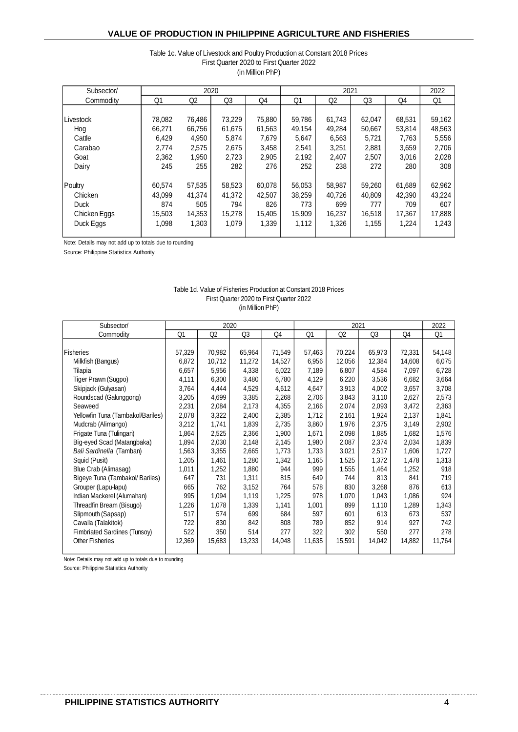## VALUE OF PRODUCTION IN PHILIPPINE AGRICULTURE AND FISHERIES

Table 1c. Value of Livestock and Poultry Production at Constant 2018 Prices
First Quarter 2020 to First Quarter 2022
(in Million PhP)

| Subsector/ | 2020 | | | | 2021 | | | | 2022 |
|---|---|---|---|---|---|---|---|---|---|
| Commodity | Q1 | Q2 | Q3 | Q4 | Q1 | Q2 | Q3 | Q4 | Q1 |
| Livestock | 78,082 | 76,486 | 73,229 | 75,880 | 59,786 | 61,743 | 62,047 | 68,531 | 59,162 |
| Hog | 66,271 | 66,756 | 61,675 | 61,563 | 49,154 | 49,284 | 50,667 | 53,814 | 48,563 |
| Cattle | 6,429 | 4,950 | 5,874 | 7,679 | 5,647 | 6,563 | 5,721 | 7,763 | 5,556 |
| Carabao | 2,774 | 2,575 | 2,675 | 3,458 | 2,541 | 3,251 | 2,881 | 3,659 | 2,706 |
| Goat | 2,362 | 1,950 | 2,723 | 2,905 | 2,192 | 2,407 | 2,507 | 3,016 | 2,028 |
| Dairy | 245 | 255 | 282 | 276 | 252 | 238 | 272 | 280 | 308 |
| Poultry | 60,574 | 57,535 | 58,523 | 60,078 | 56,053 | 58,987 | 59,260 | 61,689 | 62,962 |
| Chicken | 43,099 | 41,374 | 41,372 | 42,507 | 38,259 | 40,726 | 40,809 | 42,390 | 43,224 |
| Duck | 874 | 505 | 794 | 826 | 773 | 699 | 777 | 709 | 607 |
| Chicken Eggs | 15,503 | 14,353 | 15,278 | 15,405 | 15,909 | 16,237 | 16,518 | 17,367 | 17,888 |
| Duck Eggs | 1,098 | 1,303 | 1,079 | 1,339 | 1,112 | 1,326 | 1,155 | 1,224 | 1,243 |

Note: Details may not add up to totals due to rounding
Source: Philippine Statistics Authority

Table 1d. Value of Fisheries Production at Constant 2018 Prices
First Quarter 2020 to First Quarter 2022
(in Million PhP)

| Subsector/ | 2020 | | | | 2021 | | | | 2022 |
|---|---|---|---|---|---|---|---|---|---|
| Commodity | Q1 | Q2 | Q3 | Q4 | Q1 | Q2 | Q3 | Q4 | Q1 |
| Fisheries | 57,329 | 70,982 | 65,964 | 71,549 | 57,463 | 70,224 | 65,973 | 72,331 | 54,148 |
| Milkfish (Bangus) | 6,872 | 10,712 | 11,272 | 14,527 | 6,956 | 12,056 | 12,384 | 14,608 | 6,075 |
| Tilapia | 6,657 | 5,956 | 4,338 | 6,022 | 7,189 | 6,807 | 4,584 | 7,097 | 6,728 |
| Tiger Prawn (Sugpo) | 4,111 | 6,300 | 3,480 | 6,780 | 4,129 | 6,220 | 3,536 | 6,682 | 3,664 |
| Skipjack (Gulyasan) | 3,764 | 4,444 | 4,529 | 4,612 | 4,647 | 3,913 | 4,002 | 3,657 | 3,708 |
| Roundscad (Galunggong) | 3,205 | 4,699 | 3,385 | 2,268 | 2,706 | 3,843 | 3,110 | 2,627 | 2,573 |
| Seaweed | 2,231 | 2,084 | 2,173 | 4,355 | 2,166 | 2,074 | 2,093 | 3,472 | 2,363 |
| Yellowfin Tuna (Tambakol/Bariles) | 2,078 | 3,322 | 2,400 | 2,385 | 1,712 | 2,161 | 1,924 | 2,137 | 1,841 |
| Mudcrab (Alimango) | 3,212 | 1,741 | 1,839 | 2,735 | 3,860 | 1,976 | 2,375 | 3,149 | 2,902 |
| Frigate Tuna (Tulingan) | 1,864 | 2,525 | 2,366 | 1,900 | 1,671 | 2,098 | 1,885 | 1,682 | 1,576 |
| Big-eyed Scad (Matangbaka) | 1,894 | 2,030 | 2,148 | 2,145 | 1,980 | 2,087 | 2,374 | 2,034 | 1,839 |
| *Bali Sardinella* (Tamban) | 1,563 | 3,355 | 2,665 | 1,773 | 1,733 | 3,021 | 2,517 | 1,606 | 1,727 |
| Squid (Pusit) | 1,205 | 1,461 | 1,280 | 1,342 | 1,165 | 1,525 | 1,372 | 1,478 | 1,313 |
| Blue Crab (Alimasag) | 1,011 | 1,252 | 1,880 | 944 | 999 | 1,555 | 1,464 | 1,252 | 918 |
| Bigeye Tuna (Tambakol/ Bariles) | 647 | 731 | 1,311 | 815 | 649 | 744 | 813 | 841 | 719 |
| Grouper (Lapu-lapu) | 665 | 762 | 3,152 | 764 | 578 | 830 | 3,268 | 876 | 613 |
| Indian Mackerel (Alumahan) | 995 | 1,094 | 1,119 | 1,225 | 978 | 1,070 | 1,043 | 1,086 | 924 |
| Threadfin Bream (Bisugo) | 1,226 | 1,078 | 1,339 | 1,141 | 1,001 | 899 | 1,110 | 1,289 | 1,343 |
| Slipmouth (Sapsap) | 517 | 574 | 699 | 684 | 597 | 601 | 613 | 673 | 537 |
| Cavalla (Talakitok) | 722 | 830 | 842 | 808 | 789 | 852 | 914 | 927 | 742 |
| Fimbriated Sardines (Tunsoy) | 522 | 350 | 514 | 277 | 322 | 302 | 550 | 277 | 278 |
| Other Fisheries | 12,369 | 15,683 | 13,233 | 14,048 | 11,635 | 15,591 | 14,042 | 14,882 | 11,764 |

Note: Details may not add up to totals due to rounding
Source: Philippine Statistics Authority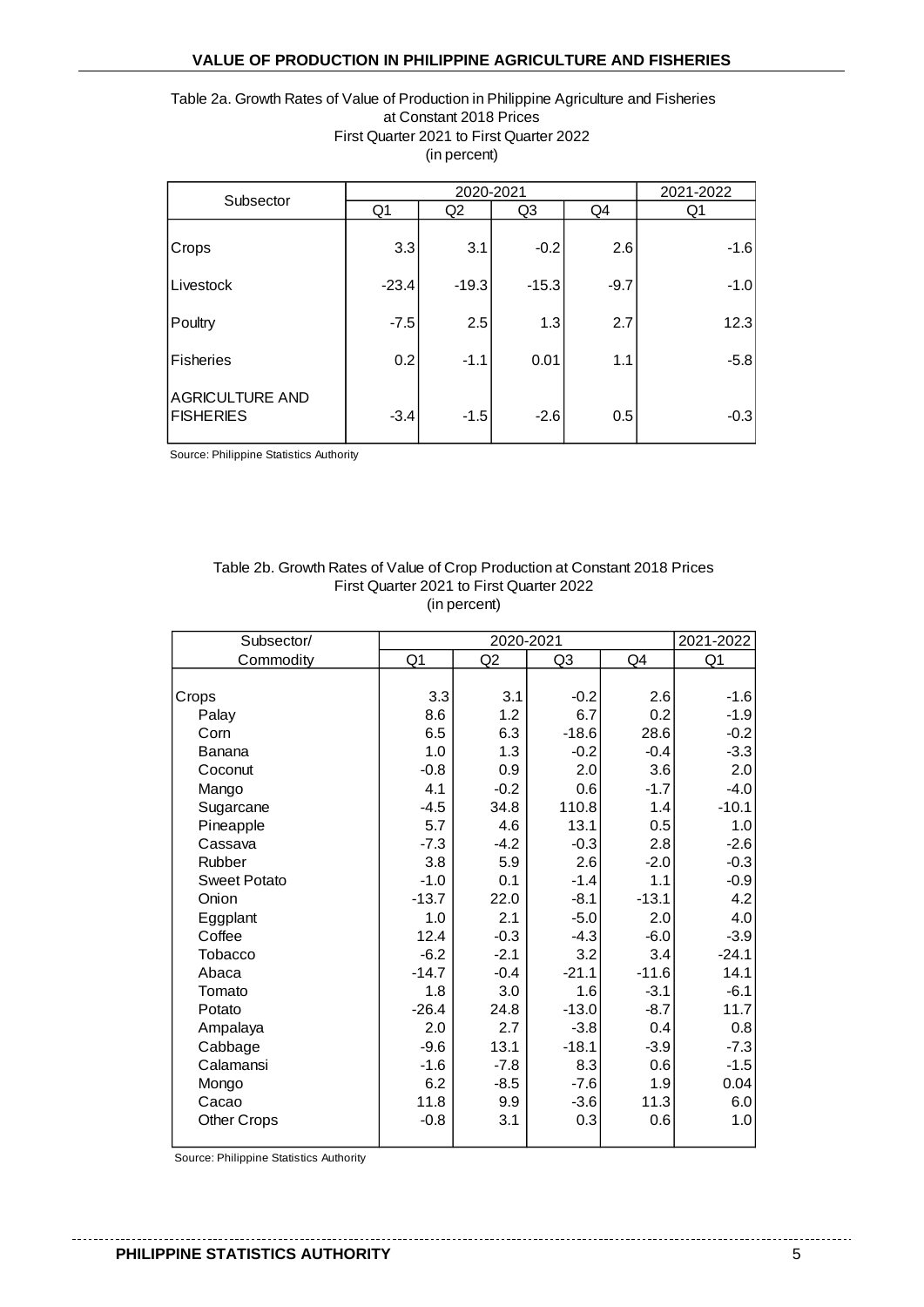## VALUE OF PRODUCTION IN PHILIPPINE AGRICULTURE AND FISHERIES

Table 2a. Growth Rates of Value of Production in Philippine Agriculture and Fisheries at Constant 2018 Prices
First Quarter 2021 to First Quarter 2022
(in percent)

| Subsector | 2020-2021 | | | | 2021-2022 |
|---|---|---|---|---|---|
| | Q1 | Q2 | Q3 | Q4 | Q1 |
| Crops | 3.3 | 3.1 | -0.2 | 2.6 | -1.6 |
| Livestock | -23.4 | -19.3 | -15.3 | -9.7 | -1.0 |
| Poultry | -7.5 | 2.5 | 1.3 | 2.7 | 12.3 |
| Fisheries | 0.2 | -1.1 | 0.01 | 1.1 | -5.8 |
| AGRICULTURE AND FISHERIES | -3.4 | -1.5 | -2.6 | 0.5 | -0.3 |

Source: Philippine Statistics Authority

Table 2b. Growth Rates of Value of Crop Production at Constant 2018 Prices
First Quarter 2021 to First Quarter 2022
(in percent)

| Subsector/ Commodity | 2020-2021 | | | | 2021-2022 |
|---|---|---|---|---|---|
| | Q1 | Q2 | Q3 | Q4 | Q1 |
| Crops | 3.3 | 3.1 | -0.2 | 2.6 | -1.6 |
| Palay | 8.6 | 1.2 | 6.7 | 0.2 | -1.9 |
| Corn | 6.5 | 6.3 | -18.6 | 28.6 | -0.2 |
| Banana | 1.0 | 1.3 | -0.2 | -0.4 | -3.3 |
| Coconut | -0.8 | 0.9 | 2.0 | 3.6 | 2.0 |
| Mango | 4.1 | -0.2 | 0.6 | -1.7 | -4.0 |
| Sugarcane | -4.5 | 34.8 | 110.8 | 1.4 | -10.1 |
| Pineapple | 5.7 | 4.6 | 13.1 | 0.5 | 1.0 |
| Cassava | -7.3 | -4.2 | -0.3 | 2.8 | -2.6 |
| Rubber | 3.8 | 5.9 | 2.6 | -2.0 | -0.3 |
| Sweet Potato | -1.0 | 0.1 | -1.4 | 1.1 | -0.9 |
| Onion | -13.7 | 22.0 | -8.1 | -13.1 | 4.2 |
| Eggplant | 1.0 | 2.1 | -5.0 | 2.0 | 4.0 |
| Coffee | 12.4 | -0.3 | -4.3 | -6.0 | -3.9 |
| Tobacco | -6.2 | -2.1 | 3.2 | 3.4 | -24.1 |
| Abaca | -14.7 | -0.4 | -21.1 | -11.6 | 14.1 |
| Tomato | 1.8 | 3.0 | 1.6 | -3.1 | -6.1 |
| Potato | -26.4 | 24.8 | -13.0 | -8.7 | 11.7 |
| Ampalaya | 2.0 | 2.7 | -3.8 | 0.4 | 0.8 |
| Cabbage | -9.6 | 13.1 | -18.1 | -3.9 | -7.3 |
| Calamansi | -1.6 | -7.8 | 8.3 | 0.6 | -1.5 |
| Mongo | 6.2 | -8.5 | -7.6 | 1.9 | 0.04 |
| Cacao | 11.8 | 9.9 | -3.6 | 11.3 | 6.0 |
| Other Crops | -0.8 | 3.1 | 0.3 | 0.6 | 1.0 |

Source: Philippine Statistics Authority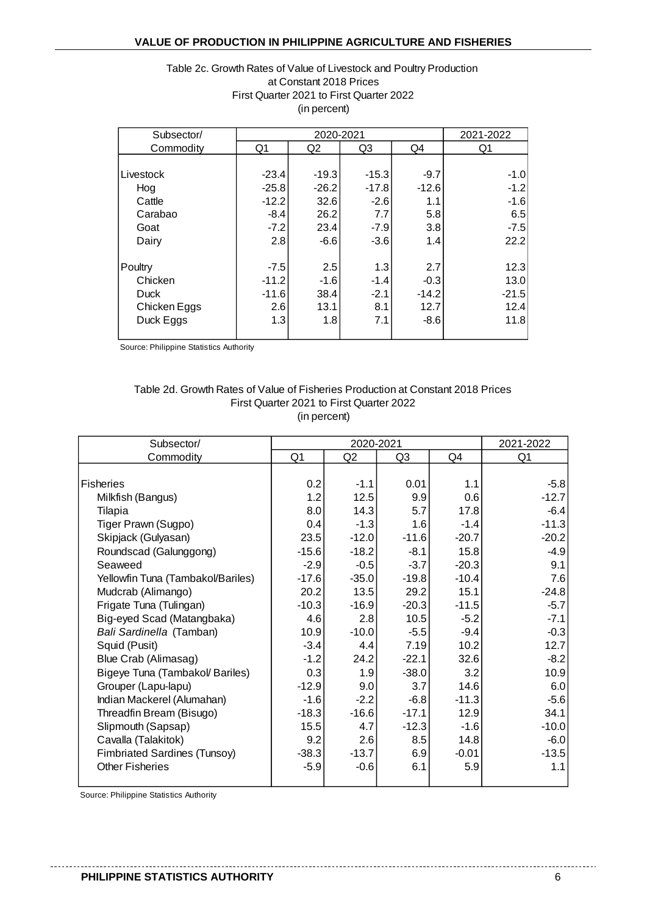Table 2c. Growth Rates of Value of Livestock and Poultry Production at Constant 2018 Prices
First Quarter 2021 to First Quarter 2022
(in percent)

| Subsector/ | 2020-2021 | | | | 2021-2022 |
|---|---|---|---|---|---|
| Commodity | Q1 | Q2 | Q3 | Q4 | Q1 |
| Livestock | -23.4 | -19.3 | -15.3 | -9.7 | -1.0 |
| Hog | -25.8 | -26.2 | -17.8 | -12.6 | -1.2 |
| Cattle | -12.2 | 32.6 | -2.6 | 1.1 | -1.6 |
| Carabao | -8.4 | 26.2 | 7.7 | 5.8 | 6.5 |
| Goat | -7.2 | 23.4 | -7.9 | 3.8 | -7.5 |
| Dairy | 2.8 | -6.6 | -3.6 | 1.4 | 22.2 |
| Poultry | -7.5 | 2.5 | 1.3 | 2.7 | 12.3 |
| Chicken | -11.2 | -1.6 | -1.4 | -0.3 | 13.0 |
| Duck | -11.6 | 38.4 | -2.1 | -14.2 | -21.5 |
| Chicken Eggs | 2.6 | 13.1 | 8.1 | 12.7 | 12.4 |
| Duck Eggs | 1.3 | 1.8 | 7.1 | -8.6 | 11.8 |

Source: Philippine Statistics Authority

Table 2d. Growth Rates of Value of Fisheries Production at Constant 2018 Prices
First Quarter 2021 to First Quarter 2022
(in percent)

| Subsector/ | 2020-2021 | | | | 2021-2022 |
|---|---|---|---|---|---|
| Commodity | Q1 | Q2 | Q3 | Q4 | Q1 |
| Fisheries | 0.2 | -1.1 | 0.01 | 1.1 | -5.8 |
| Milkfish (Bangus) | 1.2 | 12.5 | 9.9 | 0.6 | -12.7 |
| Tilapia | 8.0 | 14.3 | 5.7 | 17.8 | -6.4 |
| Tiger Prawn (Sugpo) | 0.4 | -1.3 | 1.6 | -1.4 | -11.3 |
| Skipjack (Gulyasan) | 23.5 | -12.0 | -11.6 | -20.7 | -20.2 |
| Roundscad (Galunggong) | -15.6 | -18.2 | -8.1 | 15.8 | -4.9 |
| Seaweed | -2.9 | -0.5 | -3.7 | -20.3 | 9.1 |
| Yellowfin Tuna (Tambakol/Bariles) | -17.6 | -35.0 | -19.8 | -10.4 | 7.6 |
| Mudcrab (Alimango) | 20.2 | 13.5 | 29.2 | 15.1 | -24.8 |
| Frigate Tuna (Tulingan) | -10.3 | -16.9 | -20.3 | -11.5 | -5.7 |
| Big-eyed Scad (Matangbaka) | 4.6 | 2.8 | 10.5 | -5.2 | -7.1 |
| *Bali Sardinella* (Tamban) | 10.9 | -10.0 | -5.5 | -9.4 | -0.3 |
| Squid (Pusit) | -3.4 | 4.4 | 7.19 | 10.2 | 12.7 |
| Blue Crab (Alimasag) | -1.2 | 24.2 | -22.1 | 32.6 | -8.2 |
| Bigeye Tuna (Tambakol/ Bariles) | 0.3 | 1.9 | -38.0 | 3.2 | 10.9 |
| Grouper (Lapu-lapu) | -12.9 | 9.0 | 3.7 | 14.6 | 6.0 |
| Indian Mackerel (Alumahan) | -1.6 | -2.2 | -6.8 | -11.3 | -5.6 |
| Threadfin Bream (Bisugo) | -18.3 | -16.6 | -17.1 | 12.9 | 34.1 |
| Slipmouth (Sapsap) | 15.5 | 4.7 | -12.3 | -1.6 | -10.0 |
| Cavalla (Talakitok) | 9.2 | 2.6 | 8.5 | 14.8 | -6.0 |
| Fimbriated Sardines (Tunsoy) | -38.3 | -13.7 | 6.9 | -0.01 | -13.5 |
| Other Fisheries | -5.9 | -0.6 | 6.1 | 5.9 | 1.1 |

Source: Philippine Statistics Authority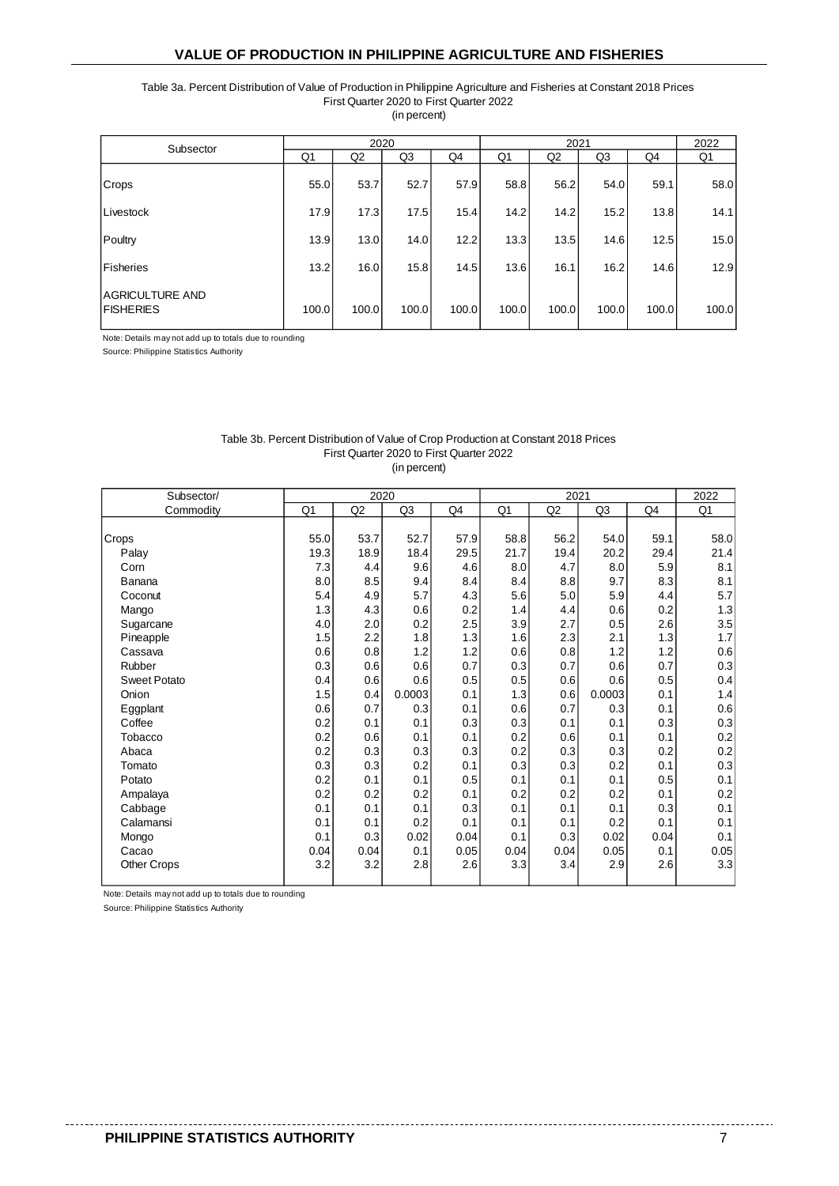## VALUE OF PRODUCTION IN PHILIPPINE AGRICULTURE AND FISHERIES

Table 3a. Percent Distribution of Value of Production in Philippine Agriculture and Fisheries at Constant 2018 Prices
First Quarter 2020 to First Quarter 2022
(in percent)

| Subsector | 2020 | | | | 2021 | | | | 2022 |
|---|---|---|---|---|---|---|---|---|---|
| | Q1 | Q2 | Q3 | Q4 | Q1 | Q2 | Q3 | Q4 | Q1 |
| Crops | 55.0 | 53.7 | 52.7 | 57.9 | 58.8 | 56.2 | 54.0 | 59.1 | 58.0 |
| Livestock | 17.9 | 17.3 | 17.5 | 15.4 | 14.2 | 14.2 | 15.2 | 13.8 | 14.1 |
| Poultry | 13.9 | 13.0 | 14.0 | 12.2 | 13.3 | 13.5 | 14.6 | 12.5 | 15.0 |
| Fisheries | 13.2 | 16.0 | 15.8 | 14.5 | 13.6 | 16.1 | 16.2 | 14.6 | 12.9 |
| AGRICULTURE AND FISHERIES | 100.0 | 100.0 | 100.0 | 100.0 | 100.0 | 100.0 | 100.0 | 100.0 | 100.0 |

Note: Details may not add up to totals due to rounding
Source: Philippine Statistics Authority

Table 3b. Percent Distribution of Value of Crop Production at Constant 2018 Prices
First Quarter 2020 to First Quarter 2022
(in percent)

| Subsector/ Commodity | 2020 | | | | 2021 | | | | 2022 |
|---|---|---|---|---|---|---|---|---|---|
| | Q1 | Q2 | Q3 | Q4 | Q1 | Q2 | Q3 | Q4 | Q1 |
| Crops | 55.0 | 53.7 | 52.7 | 57.9 | 58.8 | 56.2 | 54.0 | 59.1 | 58.0 |
| Palay | 19.3 | 18.9 | 18.4 | 29.5 | 21.7 | 19.4 | 20.2 | 29.4 | 21.4 |
| Corn | 7.3 | 4.4 | 9.6 | 4.6 | 8.0 | 4.7 | 8.0 | 5.9 | 8.1 |
| Banana | 8.0 | 8.5 | 9.4 | 8.4 | 8.4 | 8.8 | 9.7 | 8.3 | 8.1 |
| Coconut | 5.4 | 4.9 | 5.7 | 4.3 | 5.6 | 5.0 | 5.9 | 4.4 | 5.7 |
| Mango | 1.3 | 4.3 | 0.6 | 0.2 | 1.4 | 4.4 | 0.6 | 0.2 | 1.3 |
| Sugarcane | 4.0 | 2.0 | 0.2 | 2.5 | 3.9 | 2.7 | 0.5 | 2.6 | 3.5 |
| Pineapple | 1.5 | 2.2 | 1.8 | 1.3 | 1.6 | 2.3 | 2.1 | 1.3 | 1.7 |
| Cassava | 0.6 | 0.8 | 1.2 | 1.2 | 0.6 | 0.8 | 1.2 | 1.2 | 0.6 |
| Rubber | 0.3 | 0.6 | 0.6 | 0.7 | 0.3 | 0.7 | 0.6 | 0.7 | 0.3 |
| Sweet Potato | 0.4 | 0.6 | 0.6 | 0.5 | 0.5 | 0.6 | 0.6 | 0.5 | 0.4 |
| Onion | 1.5 | 0.4 | 0.0003 | 0.1 | 1.3 | 0.6 | 0.0003 | 0.1 | 1.4 |
| Eggplant | 0.6 | 0.7 | 0.3 | 0.1 | 0.6 | 0.7 | 0.3 | 0.1 | 0.6 |
| Coffee | 0.2 | 0.1 | 0.1 | 0.3 | 0.3 | 0.1 | 0.1 | 0.3 | 0.3 |
| Tobacco | 0.2 | 0.6 | 0.1 | 0.1 | 0.2 | 0.6 | 0.1 | 0.1 | 0.2 |
| Abaca | 0.2 | 0.3 | 0.3 | 0.3 | 0.2 | 0.3 | 0.3 | 0.2 | 0.2 |
| Tomato | 0.3 | 0.3 | 0.2 | 0.1 | 0.3 | 0.3 | 0.2 | 0.1 | 0.3 |
| Potato | 0.2 | 0.1 | 0.1 | 0.5 | 0.1 | 0.1 | 0.1 | 0.5 | 0.1 |
| Ampalaya | 0.2 | 0.2 | 0.2 | 0.1 | 0.2 | 0.2 | 0.2 | 0.1 | 0.2 |
| Cabbage | 0.1 | 0.1 | 0.1 | 0.3 | 0.1 | 0.1 | 0.1 | 0.3 | 0.1 |
| Calamansi | 0.1 | 0.1 | 0.2 | 0.1 | 0.1 | 0.1 | 0.2 | 0.1 | 0.1 |
| Mongo | 0.1 | 0.3 | 0.02 | 0.04 | 0.1 | 0.3 | 0.02 | 0.04 | 0.1 |
| Cacao | 0.04 | 0.04 | 0.1 | 0.05 | 0.04 | 0.04 | 0.05 | 0.1 | 0.05 |
| Other Crops | 3.2 | 3.2 | 2.8 | 2.6 | 3.3 | 3.4 | 2.9 | 2.6 | 3.3 |

Note: Details may not add up to totals due to rounding
Source: Philippine Statistics Authority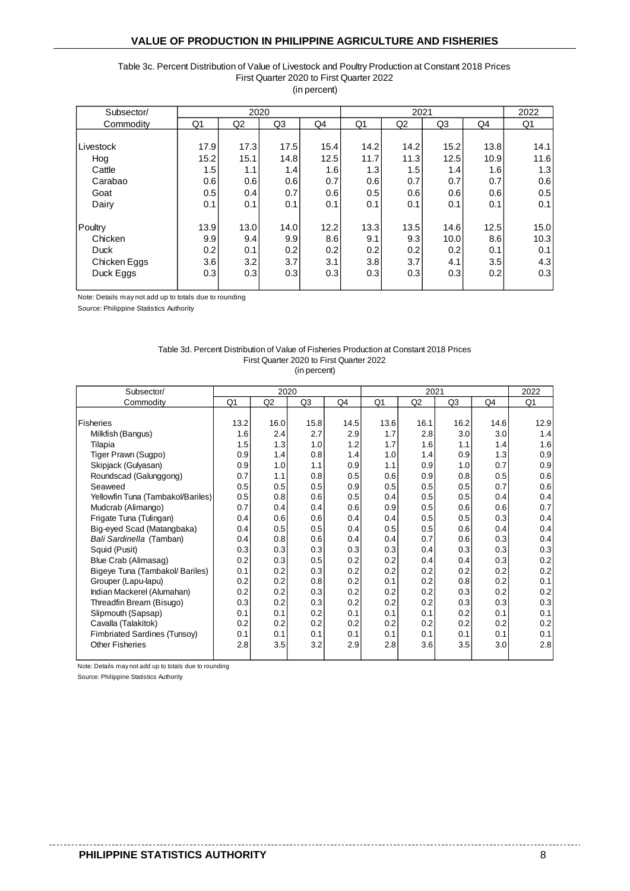# VALUE OF PRODUCTION IN PHILIPPINE AGRICULTURE AND FISHERIES

Table 3c. Percent Distribution of Value of Livestock and Poultry Production at Constant 2018 Prices
First Quarter 2020 to First Quarter 2022
(in percent)

| Subsector/ | 2020 | | | | 2021 | | | | 2022 |
|---|---|---|---|---|---|---|---|---|---|
| Commodity | Q1 | Q2 | Q3 | Q4 | Q1 | Q2 | Q3 | Q4 | Q1 |
| Livestock | 17.9 | 17.3 | 17.5 | 15.4 | 14.2 | 14.2 | 15.2 | 13.8 | 14.1 |
| Hog | 15.2 | 15.1 | 14.8 | 12.5 | 11.7 | 11.3 | 12.5 | 10.9 | 11.6 |
| Cattle | 1.5 | 1.1 | 1.4 | 1.6 | 1.3 | 1.5 | 1.4 | 1.6 | 1.3 |
| Carabao | 0.6 | 0.6 | 0.6 | 0.7 | 0.6 | 0.7 | 0.7 | 0.7 | 0.6 |
| Goat | 0.5 | 0.4 | 0.7 | 0.6 | 0.5 | 0.6 | 0.6 | 0.6 | 0.5 |
| Dairy | 0.1 | 0.1 | 0.1 | 0.1 | 0.1 | 0.1 | 0.1 | 0.1 | 0.1 |
| Poultry | 13.9 | 13.0 | 14.0 | 12.2 | 13.3 | 13.5 | 14.6 | 12.5 | 15.0 |
| Chicken | 9.9 | 9.4 | 9.9 | 8.6 | 9.1 | 9.3 | 10.0 | 8.6 | 10.3 |
| Duck | 0.2 | 0.1 | 0.2 | 0.2 | 0.2 | 0.2 | 0.2 | 0.1 | 0.1 |
| Chicken Eggs | 3.6 | 3.2 | 3.7 | 3.1 | 3.8 | 3.7 | 4.1 | 3.5 | 4.3 |
| Duck Eggs | 0.3 | 0.3 | 0.3 | 0.3 | 0.3 | 0.3 | 0.3 | 0.2 | 0.3 |

Note: Details may not add up to totals due to rounding

Source: Philippine Statistics Authority

Table 3d. Percent Distribution of Value of Fisheries Production at Constant 2018 Prices
First Quarter 2020 to First Quarter 2022
(in percent)

| Subsector/ | 2020 | | | | 2021 | | | | 2022 |
|---|---|---|---|---|---|---|---|---|---|
| Commodity | Q1 | Q2 | Q3 | Q4 | Q1 | Q2 | Q3 | Q4 | Q1 |
| Fisheries | 13.2 | 16.0 | 15.8 | 14.5 | 13.6 | 16.1 | 16.2 | 14.6 | 12.9 |
| Milkfish (Bangus) | 1.6 | 2.4 | 2.7 | 2.9 | 1.7 | 2.8 | 3.0 | 3.0 | 1.4 |
| Tilapia | 1.5 | 1.3 | 1.0 | 1.2 | 1.7 | 1.6 | 1.1 | 1.4 | 1.6 |
| Tiger Prawn (Sugpo) | 0.9 | 1.4 | 0.8 | 1.4 | 1.0 | 1.4 | 0.9 | 1.3 | 0.9 |
| Skipjack (Gulyasan) | 0.9 | 1.0 | 1.1 | 0.9 | 1.1 | 0.9 | 1.0 | 0.7 | 0.9 |
| Roundscad (Galunggong) | 0.7 | 1.1 | 0.8 | 0.5 | 0.6 | 0.9 | 0.8 | 0.5 | 0.6 |
| Seaweed | 0.5 | 0.5 | 0.5 | 0.9 | 0.5 | 0.5 | 0.5 | 0.7 | 0.6 |
| Yellowfin Tuna (Tambakol/Bariles) | 0.5 | 0.8 | 0.6 | 0.5 | 0.4 | 0.5 | 0.5 | 0.4 | 0.4 |
| Mudcrab (Alimango) | 0.7 | 0.4 | 0.4 | 0.6 | 0.9 | 0.5 | 0.6 | 0.6 | 0.7 |
| Frigate Tuna (Tulingan) | 0.4 | 0.6 | 0.6 | 0.4 | 0.4 | 0.5 | 0.5 | 0.3 | 0.4 |
| Big-eyed Scad (Matangbaka) | 0.4 | 0.5 | 0.5 | 0.4 | 0.5 | 0.5 | 0.6 | 0.4 | 0.4 |
| *Bali Sardinella* (Tamban) | 0.4 | 0.8 | 0.6 | 0.4 | 0.4 | 0.7 | 0.6 | 0.3 | 0.4 |
| Squid (Pusit) | 0.3 | 0.3 | 0.3 | 0.3 | 0.3 | 0.4 | 0.3 | 0.3 | 0.3 |
| Blue Crab (Alimasag) | 0.2 | 0.3 | 0.5 | 0.2 | 0.2 | 0.4 | 0.4 | 0.3 | 0.2 |
| Bigeye Tuna (Tambakol/ Bariles) | 0.1 | 0.2 | 0.3 | 0.2 | 0.2 | 0.2 | 0.2 | 0.2 | 0.2 |
| Grouper (Lapu-lapu) | 0.2 | 0.2 | 0.8 | 0.2 | 0.1 | 0.2 | 0.8 | 0.2 | 0.1 |
| Indian Mackerel (Alumahan) | 0.2 | 0.2 | 0.3 | 0.2 | 0.2 | 0.2 | 0.3 | 0.2 | 0.2 |
| Threadfin Bream (Bisugo) | 0.3 | 0.2 | 0.3 | 0.2 | 0.2 | 0.2 | 0.3 | 0.3 | 0.3 |
| Slipmouth (Sapsap) | 0.1 | 0.1 | 0.2 | 0.1 | 0.1 | 0.1 | 0.2 | 0.1 | 0.1 |
| Cavalla (Talakitok) | 0.2 | 0.2 | 0.2 | 0.2 | 0.2 | 0.2 | 0.2 | 0.2 | 0.2 |
| Fimbriated Sardines (Tunsoy) | 0.1 | 0.1 | 0.1 | 0.1 | 0.1 | 0.1 | 0.1 | 0.1 | 0.1 |
| Other Fisheries | 2.8 | 3.5 | 3.2 | 2.9 | 2.8 | 3.6 | 3.5 | 3.0 | 2.8 |

Note: Details may not add up to totals due to rounding

Source: Philippine Statistics Authority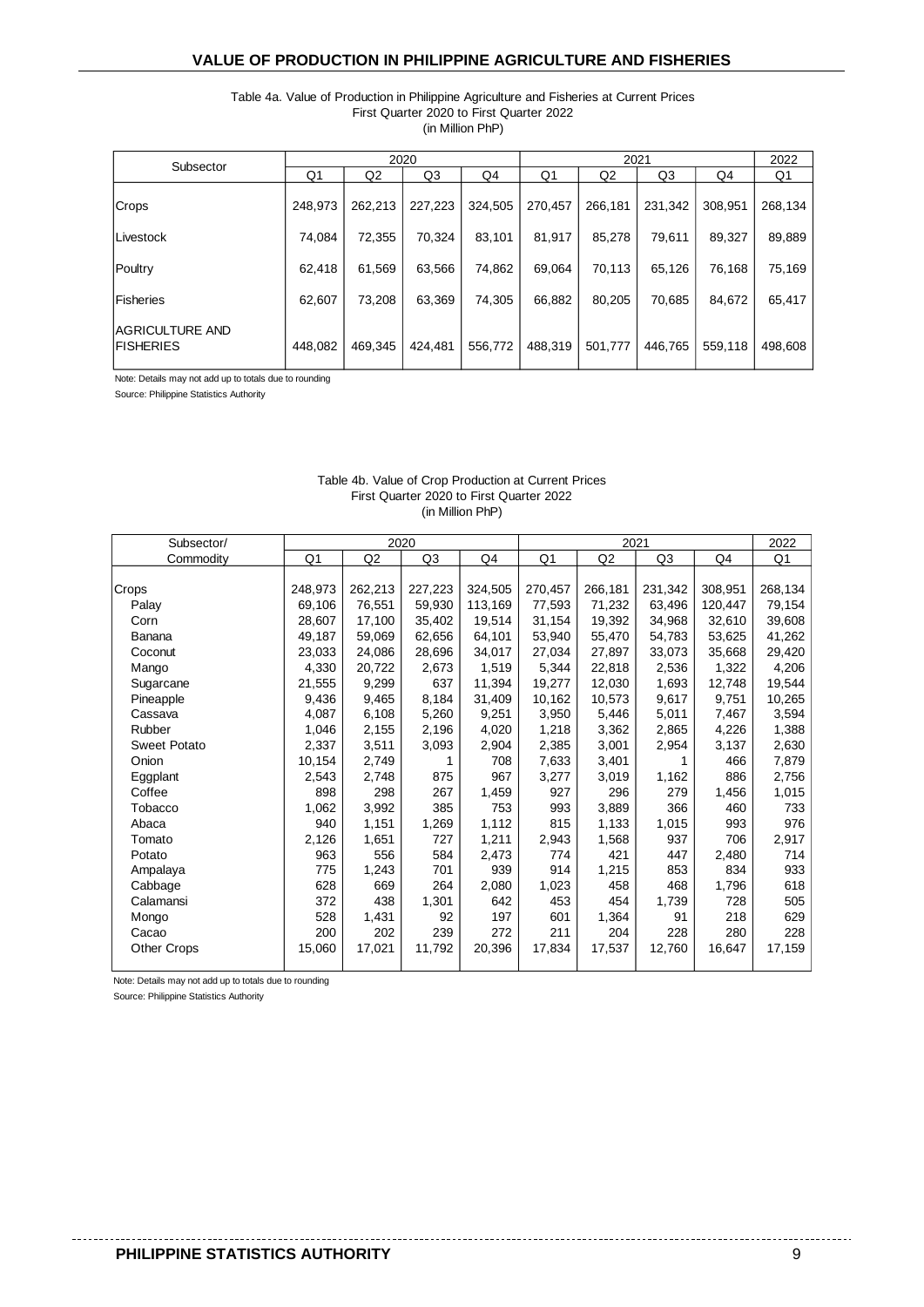## VALUE OF PRODUCTION IN PHILIPPINE AGRICULTURE AND FISHERIES

Table 4a. Value of Production in Philippine Agriculture and Fisheries at Current Prices
First Quarter 2020 to First Quarter 2022
(in Million PhP)

| Subsector | 2020 | | | | 2021 | | | | 2022 |
|---|---|---|---|---|---|---|---|---|---|
| | Q1 | Q2 | Q3 | Q4 | Q1 | Q2 | Q3 | Q4 | Q1 |
| Crops | 248,973 | 262,213 | 227,223 | 324,505 | 270,457 | 266,181 | 231,342 | 308,951 | 268,134 |
| Livestock | 74,084 | 72,355 | 70,324 | 83,101 | 81,917 | 85,278 | 79,611 | 89,327 | 89,889 |
| Poultry | 62,418 | 61,569 | 63,566 | 74,862 | 69,064 | 70,113 | 65,126 | 76,168 | 75,169 |
| Fisheries | 62,607 | 73,208 | 63,369 | 74,305 | 66,882 | 80,205 | 70,685 | 84,672 | 65,417 |
| AGRICULTURE AND FISHERIES | 448,082 | 469,345 | 424,481 | 556,772 | 488,319 | 501,777 | 446,765 | 559,118 | 498,608 |

Note: Details may not add up to totals due to rounding
Source: Philippine Statistics Authority

Table 4b. Value of Crop Production at Current Prices
First Quarter 2020 to First Quarter 2022
(in Million PhP)

| Subsector/ | 2020 | | | | 2021 | | | | 2022 |
|---|---|---|---|---|---|---|---|---|---|
| Commodity | Q1 | Q2 | Q3 | Q4 | Q1 | Q2 | Q3 | Q4 | Q1 |
| Crops | 248,973 | 262,213 | 227,223 | 324,505 | 270,457 | 266,181 | 231,342 | 308,951 | 268,134 |
| Palay | 69,106 | 76,551 | 59,930 | 113,169 | 77,593 | 71,232 | 63,496 | 120,447 | 79,154 |
| Corn | 28,607 | 17,100 | 35,402 | 19,514 | 31,154 | 19,392 | 34,968 | 32,610 | 39,608 |
| Banana | 49,187 | 59,069 | 62,656 | 64,101 | 53,940 | 55,470 | 54,783 | 53,625 | 41,262 |
| Coconut | 23,033 | 24,086 | 28,696 | 34,017 | 27,034 | 27,897 | 33,073 | 35,668 | 29,420 |
| Mango | 4,330 | 20,722 | 2,673 | 1,519 | 5,344 | 22,818 | 2,536 | 1,322 | 4,206 |
| Sugarcane | 21,555 | 9,299 | 637 | 11,394 | 19,277 | 12,030 | 1,693 | 12,748 | 19,544 |
| Pineapple | 9,436 | 9,465 | 8,184 | 31,409 | 10,162 | 10,573 | 9,617 | 9,751 | 10,265 |
| Cassava | 4,087 | 6,108 | 5,260 | 9,251 | 3,950 | 5,446 | 5,011 | 7,467 | 3,594 |
| Rubber | 1,046 | 2,155 | 2,196 | 4,020 | 1,218 | 3,362 | 2,865 | 4,226 | 1,388 |
| Sweet Potato | 2,337 | 3,511 | 3,093 | 2,904 | 2,385 | 3,001 | 2,954 | 3,137 | 2,630 |
| Onion | 10,154 | 2,749 | 1 | 708 | 7,633 | 3,401 | 1 | 466 | 7,879 |
| Eggplant | 2,543 | 2,748 | 875 | 967 | 3,277 | 3,019 | 1,162 | 886 | 2,756 |
| Coffee | 898 | 298 | 267 | 1,459 | 927 | 296 | 279 | 1,456 | 1,015 |
| Tobacco | 1,062 | 3,992 | 385 | 753 | 993 | 3,889 | 366 | 460 | 733 |
| Abaca | 940 | 1,151 | 1,269 | 1,112 | 815 | 1,133 | 1,015 | 993 | 976 |
| Tomato | 2,126 | 1,651 | 727 | 1,211 | 2,943 | 1,568 | 937 | 706 | 2,917 |
| Potato | 963 | 556 | 584 | 2,473 | 774 | 421 | 447 | 2,480 | 714 |
| Ampalaya | 775 | 1,243 | 701 | 939 | 914 | 1,215 | 853 | 834 | 933 |
| Cabbage | 628 | 669 | 264 | 2,080 | 1,023 | 458 | 468 | 1,796 | 618 |
| Calamansi | 372 | 438 | 1,301 | 642 | 453 | 454 | 1,739 | 728 | 505 |
| Mongo | 528 | 1,431 | 92 | 197 | 601 | 1,364 | 91 | 218 | 629 |
| Cacao | 200 | 202 | 239 | 272 | 211 | 204 | 228 | 280 | 228 |
| Other Crops | 15,060 | 17,021 | 11,792 | 20,396 | 17,834 | 17,537 | 12,760 | 16,647 | 17,159 |

Note: Details may not add up to totals due to rounding
Source: Philippine Statistics Authority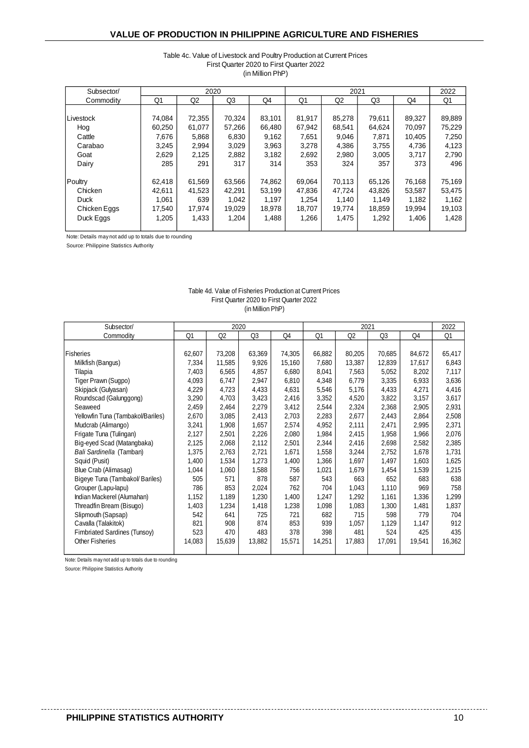## VALUE OF PRODUCTION IN PHILIPPINE AGRICULTURE AND FISHERIES

Table 4c. Value of Livestock and Poultry Production at Current Prices
First Quarter 2020 to First Quarter 2022
(in Million PhP)

| Subsector/ | 2020 | | | | 2021 | | | | 2022 |
|---|---|---|---|---|---|---|---|---|---|
| Commodity | Q1 | Q2 | Q3 | Q4 | Q1 | Q2 | Q3 | Q4 | Q1 |
| Livestock | 74,084 | 72,355 | 70,324 | 83,101 | 81,917 | 85,278 | 79,611 | 89,327 | 89,889 |
| Hog | 60,250 | 61,077 | 57,266 | 66,480 | 67,942 | 68,541 | 64,624 | 70,097 | 75,229 |
| Cattle | 7,676 | 5,868 | 6,830 | 9,162 | 7,651 | 9,046 | 7,871 | 10,405 | 7,250 |
| Carabao | 3,245 | 2,994 | 3,029 | 3,963 | 3,278 | 4,386 | 3,755 | 4,736 | 4,123 |
| Goat | 2,629 | 2,125 | 2,882 | 3,182 | 2,692 | 2,980 | 3,005 | 3,717 | 2,790 |
| Dairy | 285 | 291 | 317 | 314 | 353 | 324 | 357 | 373 | 496 |
| Poultry | 62,418 | 61,569 | 63,566 | 74,862 | 69,064 | 70,113 | 65,126 | 76,168 | 75,169 |
| Chicken | 42,611 | 41,523 | 42,291 | 53,199 | 47,836 | 47,724 | 43,826 | 53,587 | 53,475 |
| Duck | 1,061 | 639 | 1,042 | 1,197 | 1,254 | 1,140 | 1,149 | 1,182 | 1,162 |
| Chicken Eggs | 17,540 | 17,974 | 19,029 | 18,978 | 18,707 | 19,774 | 18,859 | 19,994 | 19,103 |
| Duck Eggs | 1,205 | 1,433 | 1,204 | 1,488 | 1,266 | 1,475 | 1,292 | 1,406 | 1,428 |

Note: Details may not add up to totals due to rounding

Source: Philippine Statistics Authority

Table 4d. Value of Fisheries Production at Current Prices
First Quarter 2020 to First Quarter 2022
(in Million PhP)

| Subsector/ | 2020 | | | | 2021 | | | | 2022 |
|---|---|---|---|---|---|---|---|---|---|
| Commodity | Q1 | Q2 | Q3 | Q4 | Q1 | Q2 | Q3 | Q4 | Q1 |
| Fisheries | 62,607 | 73,208 | 63,369 | 74,305 | 66,882 | 80,205 | 70,685 | 84,672 | 65,417 |
| Milkfish (Bangus) | 7,334 | 11,585 | 9,926 | 15,160 | 7,680 | 13,387 | 12,839 | 17,617 | 6,843 |
| Tilapia | 7,403 | 6,565 | 4,857 | 6,680 | 8,041 | 7,563 | 5,052 | 8,202 | 7,117 |
| Tiger Prawn (Sugpo) | 4,093 | 6,747 | 2,947 | 6,810 | 4,348 | 6,779 | 3,335 | 6,933 | 3,636 |
| Skipjack (Gulyasan) | 4,229 | 4,723 | 4,433 | 4,631 | 5,546 | 5,176 | 4,433 | 4,271 | 4,416 |
| Roundscad (Galunggong) | 3,290 | 4,703 | 3,423 | 2,416 | 3,352 | 4,520 | 3,822 | 3,157 | 3,617 |
| Seaweed | 2,459 | 2,464 | 2,279 | 3,412 | 2,544 | 2,324 | 2,368 | 2,905 | 2,931 |
| Yellowfin Tuna (Tambakol/Bariles) | 2,670 | 3,085 | 2,413 | 2,703 | 2,283 | 2,677 | 2,443 | 2,864 | 2,508 |
| Mudcrab (Alimango) | 3,241 | 1,908 | 1,657 | 2,574 | 4,952 | 2,111 | 2,471 | 2,995 | 2,371 |
| Frigate Tuna (Tulingan) | 2,127 | 2,501 | 2,226 | 2,080 | 1,984 | 2,415 | 1,958 | 1,966 | 2,076 |
| Big-eyed Scad (Matangbaka) | 2,125 | 2,068 | 2,112 | 2,501 | 2,344 | 2,416 | 2,698 | 2,582 | 2,385 |
| *Bali Sardinella* (Tamban) | 1,375 | 2,763 | 2,721 | 1,671 | 1,558 | 3,244 | 2,752 | 1,678 | 1,731 |
| Squid (Pusit) | 1,400 | 1,534 | 1,273 | 1,400 | 1,366 | 1,697 | 1,497 | 1,603 | 1,625 |
| Blue Crab (Alimasag) | 1,044 | 1,060 | 1,588 | 756 | 1,021 | 1,679 | 1,454 | 1,539 | 1,215 |
| Bigeye Tuna (Tambakol/ Bariles) | 505 | 571 | 878 | 587 | 543 | 663 | 652 | 683 | 638 |
| Grouper (Lapu-lapu) | 786 | 853 | 2,024 | 762 | 704 | 1,043 | 1,110 | 969 | 758 |
| Indian Mackerel (Alumahan) | 1,152 | 1,189 | 1,230 | 1,400 | 1,247 | 1,292 | 1,161 | 1,336 | 1,299 |
| Threadfin Bream (Bisugo) | 1,403 | 1,234 | 1,418 | 1,238 | 1,098 | 1,083 | 1,300 | 1,481 | 1,837 |
| Slipmouth (Sapsap) | 542 | 641 | 725 | 721 | 682 | 715 | 598 | 779 | 704 |
| Cavalla (Talakitok) | 821 | 908 | 874 | 853 | 939 | 1,057 | 1,129 | 1,147 | 912 |
| Fimbriated Sardines (Tunsoy) | 523 | 470 | 483 | 378 | 398 | 481 | 524 | 425 | 435 |
| Other Fisheries | 14,083 | 15,639 | 13,882 | 15,571 | 14,251 | 17,883 | 17,091 | 19,541 | 16,362 |

Note: Details may not add up to totals due to rounding

Source: Philippine Statistics Authority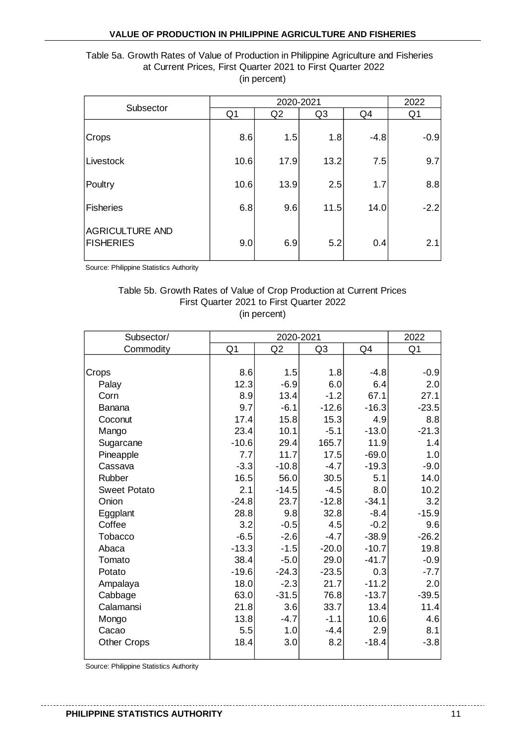## Table 5a. Growth Rates of Value of Production in Philippine Agriculture and Fisheries at Current Prices, First Quarter 2021 to First Quarter 2022 (in percent)

| Subsector | 2020-2021 | | | | 2022 |
|---|---|---|---|---|---|
| | Q1 | Q2 | Q3 | Q4 | Q1 |
| Crops | 8.6 | 1.5 | 1.8 | -4.8 | -0.9 |
| Livestock | 10.6 | 17.9 | 13.2 | 7.5 | 9.7 |
| Poultry | 10.6 | 13.9 | 2.5 | 1.7 | 8.8 |
| Fisheries | 6.8 | 9.6 | 11.5 | 14.0 | -2.2 |
| AGRICULTURE AND FISHERIES | 9.0 | 6.9 | 5.2 | 0.4 | 2.1 |

Source: Philippine Statistics Authority

## Table 5b. Growth Rates of Value of Crop Production at Current Prices First Quarter 2021 to First Quarter 2022 (in percent)

| Subsector/ Commodity | 2020-2021 | | | | 2022 |
|---|---|---|---|---|---|
| | Q1 | Q2 | Q3 | Q4 | Q1 |
| Crops | 8.6 | 1.5 | 1.8 | -4.8 | -0.9 |
| Palay | 12.3 | -6.9 | 6.0 | 6.4 | 2.0 |
| Corn | 8.9 | 13.4 | -1.2 | 67.1 | 27.1 |
| Banana | 9.7 | -6.1 | -12.6 | -16.3 | -23.5 |
| Coconut | 17.4 | 15.8 | 15.3 | 4.9 | 8.8 |
| Mango | 23.4 | 10.1 | -5.1 | -13.0 | -21.3 |
| Sugarcane | -10.6 | 29.4 | 165.7 | 11.9 | 1.4 |
| Pineapple | 7.7 | 11.7 | 17.5 | -69.0 | 1.0 |
| Cassava | -3.3 | -10.8 | -4.7 | -19.3 | -9.0 |
| Rubber | 16.5 | 56.0 | 30.5 | 5.1 | 14.0 |
| Sweet Potato | 2.1 | -14.5 | -4.5 | 8.0 | 10.2 |
| Onion | -24.8 | 23.7 | -12.8 | -34.1 | 3.2 |
| Eggplant | 28.8 | 9.8 | 32.8 | -8.4 | -15.9 |
| Coffee | 3.2 | -0.5 | 4.5 | -0.2 | 9.6 |
| Tobacco | -6.5 | -2.6 | -4.7 | -38.9 | -26.2 |
| Abaca | -13.3 | -1.5 | -20.0 | -10.7 | 19.8 |
| Tomato | 38.4 | -5.0 | 29.0 | -41.7 | -0.9 |
| Potato | -19.6 | -24.3 | -23.5 | 0.3 | -7.7 |
| Ampalaya | 18.0 | -2.3 | 21.7 | -11.2 | 2.0 |
| Cabbage | 63.0 | -31.5 | 76.8 | -13.7 | -39.5 |
| Calamansi | 21.8 | 3.6 | 33.7 | 13.4 | 11.4 |
| Mongo | 13.8 | -4.7 | -1.1 | 10.6 | 4.6 |
| Cacao | 5.5 | 1.0 | -4.4 | 2.9 | 8.1 |
| Other Crops | 18.4 | 3.0 | 8.2 | -18.4 | -3.8 |

Source: Philippine Statistics Authority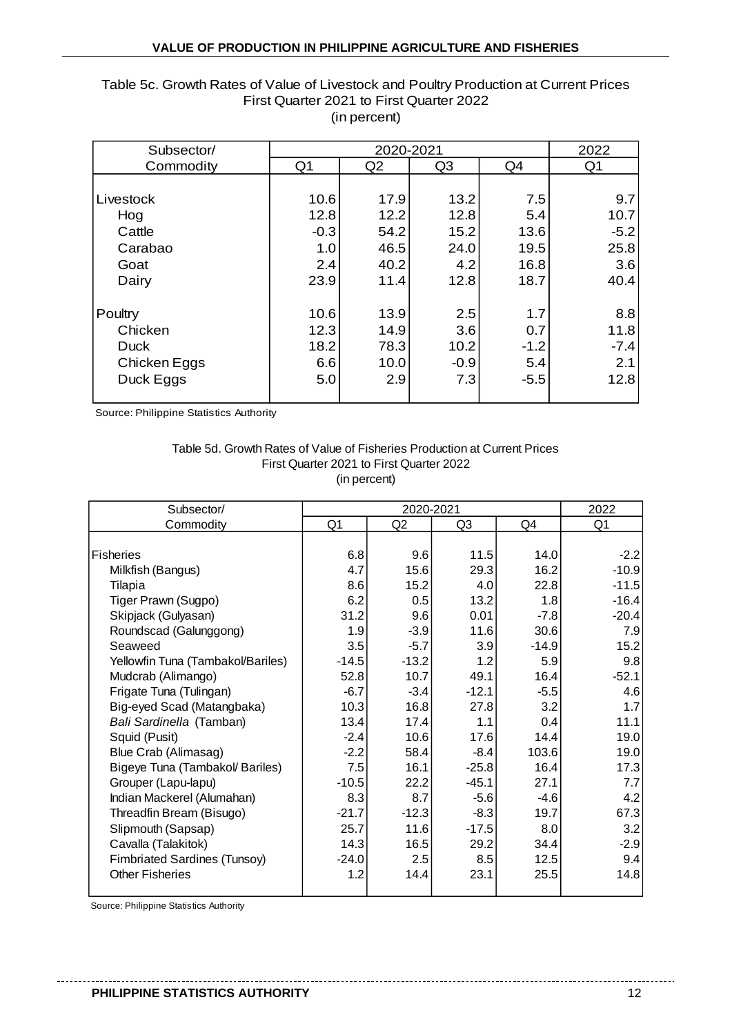Table 5c. Growth Rates of Value of Livestock and Poultry Production at Current Prices
First Quarter 2021 to First Quarter 2022
(in percent)

| Subsector/ Commodity | 2020-2021 | | | | 2022 |
|---|---|---|---|---|---|
| | Q1 | Q2 | Q3 | Q4 | Q1 |
| Livestock | 10.6 | 17.9 | 13.2 | 7.5 | 9.7 |
| Hog | 12.8 | 12.2 | 12.8 | 5.4 | 10.7 |
| Cattle | -0.3 | 54.2 | 15.2 | 13.6 | -5.2 |
| Carabao | 1.0 | 46.5 | 24.0 | 19.5 | 25.8 |
| Goat | 2.4 | 40.2 | 4.2 | 16.8 | 3.6 |
| Dairy | 23.9 | 11.4 | 12.8 | 18.7 | 40.4 |
| Poultry | 10.6 | 13.9 | 2.5 | 1.7 | 8.8 |
| Chicken | 12.3 | 14.9 | 3.6 | 0.7 | 11.8 |
| Duck | 18.2 | 78.3 | 10.2 | -1.2 | -7.4 |
| Chicken Eggs | 6.6 | 10.0 | -0.9 | 5.4 | 2.1 |
| Duck Eggs | 5.0 | 2.9 | 7.3 | -5.5 | 12.8 |

Source: Philippine Statistics Authority

Table 5d. Growth Rates of Value of Fisheries Production at Current Prices
First Quarter 2021 to First Quarter 2022
(in percent)

| Subsector/ Commodity | 2020-2021 | | | | 2022 |
|---|---|---|---|---|---|
| | Q1 | Q2 | Q3 | Q4 | Q1 |
| Fisheries | 6.8 | 9.6 | 11.5 | 14.0 | -2.2 |
| Milkfish (Bangus) | 4.7 | 15.6 | 29.3 | 16.2 | -10.9 |
| Tilapia | 8.6 | 15.2 | 4.0 | 22.8 | -11.5 |
| Tiger Prawn (Sugpo) | 6.2 | 0.5 | 13.2 | 1.8 | -16.4 |
| Skipjack (Gulyasan) | 31.2 | 9.6 | 0.01 | -7.8 | -20.4 |
| Roundscad (Galunggong) | 1.9 | -3.9 | 11.6 | 30.6 | 7.9 |
| Seaweed | 3.5 | -5.7 | 3.9 | -14.9 | 15.2 |
| Yellowfin Tuna (Tambakol/Bariles) | -14.5 | -13.2 | 1.2 | 5.9 | 9.8 |
| Mudcrab (Alimango) | 52.8 | 10.7 | 49.1 | 16.4 | -52.1 |
| Frigate Tuna (Tulingan) | -6.7 | -3.4 | -12.1 | -5.5 | 4.6 |
| Big-eyed Scad (Matangbaka) | 10.3 | 16.8 | 27.8 | 3.2 | 1.7 |
| *Bali Sardinella* (Tamban) | 13.4 | 17.4 | 1.1 | 0.4 | 11.1 |
| Squid (Pusit) | -2.4 | 10.6 | 17.6 | 14.4 | 19.0 |
| Blue Crab (Alimasag) | -2.2 | 58.4 | -8.4 | 103.6 | 19.0 |
| Bigeye Tuna (Tambakol/ Bariles) | 7.5 | 16.1 | -25.8 | 16.4 | 17.3 |
| Grouper (Lapu-lapu) | -10.5 | 22.2 | -45.1 | 27.1 | 7.7 |
| Indian Mackerel (Alumahan) | 8.3 | 8.7 | -5.6 | -4.6 | 4.2 |
| Threadfin Bream (Bisugo) | -21.7 | -12.3 | -8.3 | 19.7 | 67.3 |
| Slipmouth (Sapsap) | 25.7 | 11.6 | -17.5 | 8.0 | 3.2 |
| Cavalla (Talakitok) | 14.3 | 16.5 | 29.2 | 34.4 | -2.9 |
| Fimbriated Sardines (Tunsoy) | -24.0 | 2.5 | 8.5 | 12.5 | 9.4 |
| Other Fisheries | 1.2 | 14.4 | 23.1 | 25.5 | 14.8 |

Source: Philippine Statistics Authority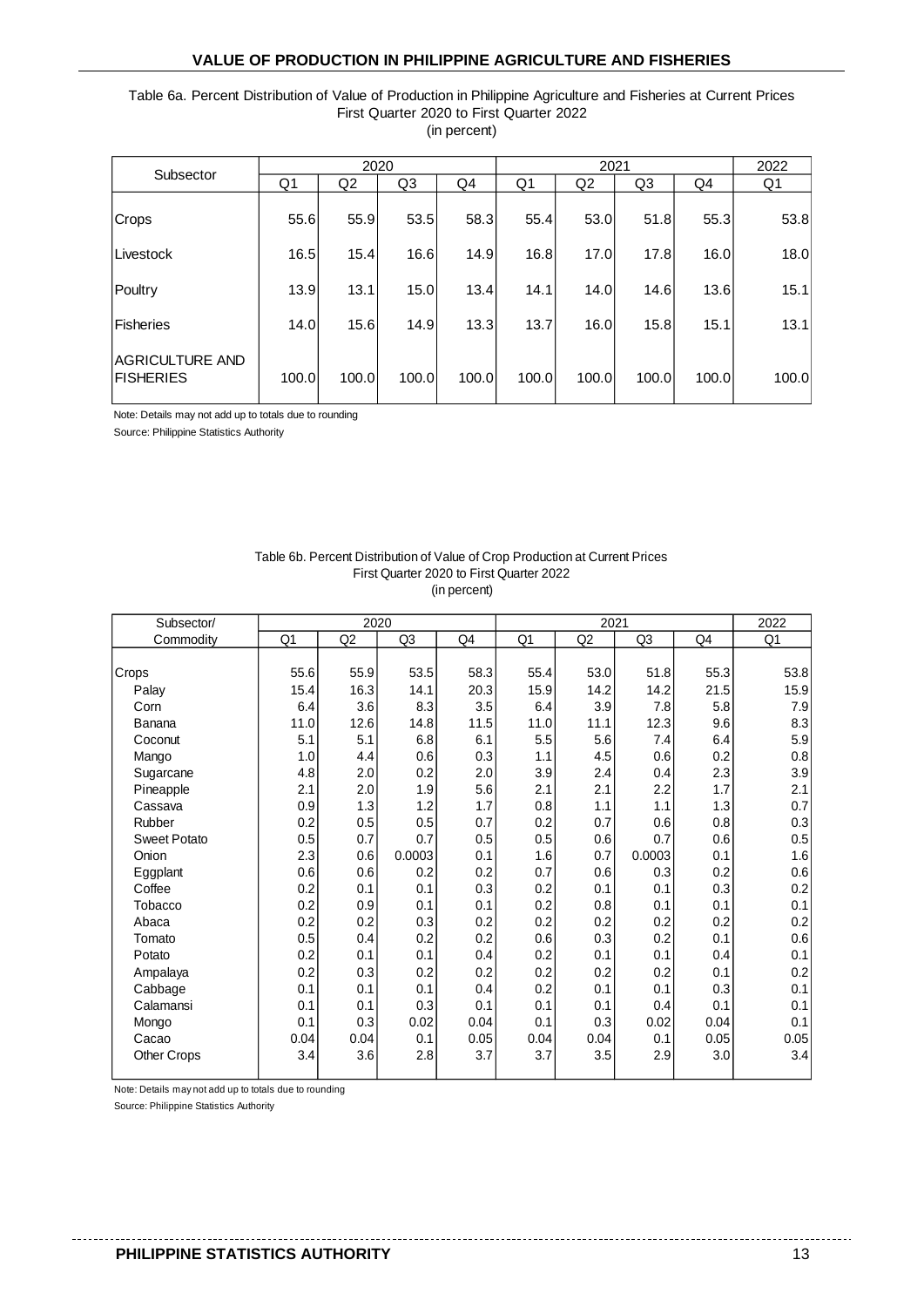# VALUE OF PRODUCTION IN PHILIPPINE AGRICULTURE AND FISHERIES

Table 6a. Percent Distribution of Value of Production in Philippine Agriculture and Fisheries at Current Prices
First Quarter 2020 to First Quarter 2022
(in percent)

| Subsector | 2020 | | | | 2021 | | | | 2022 |
|---|---|---|---|---|---|---|---|---|---|
| | Q1 | Q2 | Q3 | Q4 | Q1 | Q2 | Q3 | Q4 | Q1 |
| Crops | 55.6 | 55.9 | 53.5 | 58.3 | 55.4 | 53.0 | 51.8 | 55.3 | 53.8 |
| Livestock | 16.5 | 15.4 | 16.6 | 14.9 | 16.8 | 17.0 | 17.8 | 16.0 | 18.0 |
| Poultry | 13.9 | 13.1 | 15.0 | 13.4 | 14.1 | 14.0 | 14.6 | 13.6 | 15.1 |
| Fisheries | 14.0 | 15.6 | 14.9 | 13.3 | 13.7 | 16.0 | 15.8 | 15.1 | 13.1 |
| AGRICULTURE AND FISHERIES | 100.0 | 100.0 | 100.0 | 100.0 | 100.0 | 100.0 | 100.0 | 100.0 | 100.0 |

Note: Details may not add up to totals due to rounding
Source: Philippine Statistics Authority

Table 6b. Percent Distribution of Value of Crop Production at Current Prices
First Quarter 2020 to First Quarter 2022
(in percent)

| Subsector/ Commodity | 2020 | | | | 2021 | | | | 2022 |
|---|---|---|---|---|---|---|---|---|---|
| | Q1 | Q2 | Q3 | Q4 | Q1 | Q2 | Q3 | Q4 | Q1 |
| Crops | 55.6 | 55.9 | 53.5 | 58.3 | 55.4 | 53.0 | 51.8 | 55.3 | 53.8 |
| Palay | 15.4 | 16.3 | 14.1 | 20.3 | 15.9 | 14.2 | 14.2 | 21.5 | 15.9 |
| Corn | 6.4 | 3.6 | 8.3 | 3.5 | 6.4 | 3.9 | 7.8 | 5.8 | 7.9 |
| Banana | 11.0 | 12.6 | 14.8 | 11.5 | 11.0 | 11.1 | 12.3 | 9.6 | 8.3 |
| Coconut | 5.1 | 5.1 | 6.8 | 6.1 | 5.5 | 5.6 | 7.4 | 6.4 | 5.9 |
| Mango | 1.0 | 4.4 | 0.6 | 0.3 | 1.1 | 4.5 | 0.6 | 0.2 | 0.8 |
| Sugarcane | 4.8 | 2.0 | 0.2 | 2.0 | 3.9 | 2.4 | 0.4 | 2.3 | 3.9 |
| Pineapple | 2.1 | 2.0 | 1.9 | 5.6 | 2.1 | 2.1 | 2.2 | 1.7 | 2.1 |
| Cassava | 0.9 | 1.3 | 1.2 | 1.7 | 0.8 | 1.1 | 1.1 | 1.3 | 0.7 |
| Rubber | 0.2 | 0.5 | 0.5 | 0.7 | 0.2 | 0.7 | 0.6 | 0.8 | 0.3 |
| Sweet Potato | 0.5 | 0.7 | 0.7 | 0.5 | 0.5 | 0.6 | 0.7 | 0.6 | 0.5 |
| Onion | 2.3 | 0.6 | 0.0003 | 0.1 | 1.6 | 0.7 | 0.0003 | 0.1 | 1.6 |
| Eggplant | 0.6 | 0.6 | 0.2 | 0.2 | 0.7 | 0.6 | 0.3 | 0.2 | 0.6 |
| Coffee | 0.2 | 0.1 | 0.1 | 0.3 | 0.2 | 0.1 | 0.1 | 0.3 | 0.2 |
| Tobacco | 0.2 | 0.9 | 0.1 | 0.1 | 0.2 | 0.8 | 0.1 | 0.1 | 0.1 |
| Abaca | 0.2 | 0.2 | 0.3 | 0.2 | 0.2 | 0.2 | 0.2 | 0.2 | 0.2 |
| Tomato | 0.5 | 0.4 | 0.2 | 0.2 | 0.6 | 0.3 | 0.2 | 0.1 | 0.6 |
| Potato | 0.2 | 0.1 | 0.1 | 0.4 | 0.2 | 0.1 | 0.1 | 0.4 | 0.1 |
| Ampalaya | 0.2 | 0.3 | 0.2 | 0.2 | 0.2 | 0.2 | 0.2 | 0.1 | 0.2 |
| Cabbage | 0.1 | 0.1 | 0.1 | 0.4 | 0.2 | 0.1 | 0.1 | 0.3 | 0.1 |
| Calamansi | 0.1 | 0.1 | 0.3 | 0.1 | 0.1 | 0.1 | 0.4 | 0.1 | 0.1 |
| Mongo | 0.1 | 0.3 | 0.02 | 0.04 | 0.1 | 0.3 | 0.02 | 0.04 | 0.1 |
| Cacao | 0.04 | 0.04 | 0.1 | 0.05 | 0.04 | 0.04 | 0.1 | 0.05 | 0.05 |
| Other Crops | 3.4 | 3.6 | 2.8 | 3.7 | 3.7 | 3.5 | 2.9 | 3.0 | 3.4 |

Note: Details may not add up to totals due to rounding
Source: Philippine Statistics Authority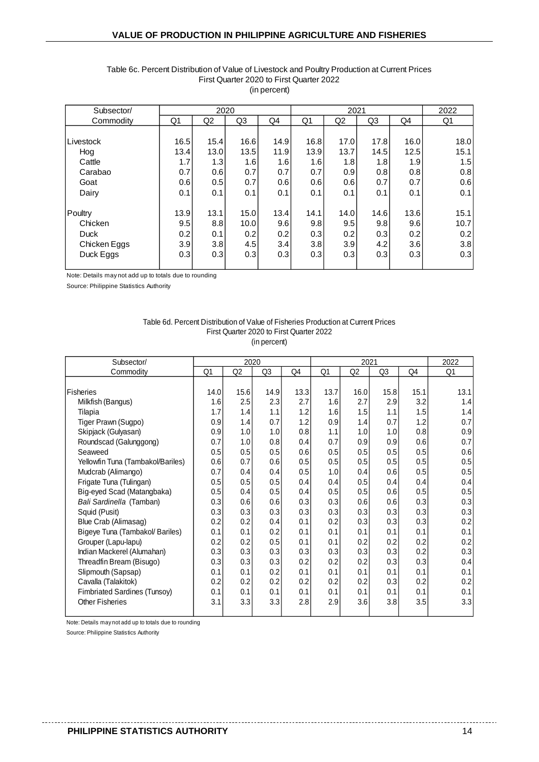## VALUE OF PRODUCTION IN PHILIPPINE AGRICULTURE AND FISHERIES

Table 6c. Percent Distribution of Value of Livestock and Poultry Production at Current Prices
First Quarter 2020 to First Quarter 2022
(in percent)

| Subsector/ | 2020 | | | | 2021 | | | | 2022 |
|---|---|---|---|---|---|---|---|---|---|
| Commodity | Q1 | Q2 | Q3 | Q4 | Q1 | Q2 | Q3 | Q4 | Q1 |
| Livestock | 16.5 | 15.4 | 16.6 | 14.9 | 16.8 | 17.0 | 17.8 | 16.0 | 18.0 |
| Hog | 13.4 | 13.0 | 13.5 | 11.9 | 13.9 | 13.7 | 14.5 | 12.5 | 15.1 |
| Cattle | 1.7 | 1.3 | 1.6 | 1.6 | 1.6 | 1.8 | 1.8 | 1.9 | 1.5 |
| Carabao | 0.7 | 0.6 | 0.7 | 0.7 | 0.7 | 0.9 | 0.8 | 0.8 | 0.8 |
| Goat | 0.6 | 0.5 | 0.7 | 0.6 | 0.6 | 0.6 | 0.7 | 0.7 | 0.6 |
| Dairy | 0.1 | 0.1 | 0.1 | 0.1 | 0.1 | 0.1 | 0.1 | 0.1 | 0.1 |
| Poultry | 13.9 | 13.1 | 15.0 | 13.4 | 14.1 | 14.0 | 14.6 | 13.6 | 15.1 |
| Chicken | 9.5 | 8.8 | 10.0 | 9.6 | 9.8 | 9.5 | 9.8 | 9.6 | 10.7 |
| Duck | 0.2 | 0.1 | 0.2 | 0.2 | 0.3 | 0.2 | 0.3 | 0.2 | 0.2 |
| Chicken Eggs | 3.9 | 3.8 | 4.5 | 3.4 | 3.8 | 3.9 | 4.2 | 3.6 | 3.8 |
| Duck Eggs | 0.3 | 0.3 | 0.3 | 0.3 | 0.3 | 0.3 | 0.3 | 0.3 | 0.3 |

Note: Details may not add up to totals due to rounding

Source: Philippine Statistics Authority

Table 6d. Percent Distribution of Value of Fisheries Production at Current Prices
First Quarter 2020 to First Quarter 2022
(in percent)

| Subsector/ | 2020 | | | | 2021 | | | | 2022 |
|---|---|---|---|---|---|---|---|---|---|
| Commodity | Q1 | Q2 | Q3 | Q4 | Q1 | Q2 | Q3 | Q4 | Q1 |
| Fisheries | 14.0 | 15.6 | 14.9 | 13.3 | 13.7 | 16.0 | 15.8 | 15.1 | 13.1 |
| Milkfish (Bangus) | 1.6 | 2.5 | 2.3 | 2.7 | 1.6 | 2.7 | 2.9 | 3.2 | 1.4 |
| Tilapia | 1.7 | 1.4 | 1.1 | 1.2 | 1.6 | 1.5 | 1.1 | 1.5 | 1.4 |
| Tiger Prawn (Sugpo) | 0.9 | 1.4 | 0.7 | 1.2 | 0.9 | 1.4 | 0.7 | 1.2 | 0.7 |
| Skipjack (Gulyasan) | 0.9 | 1.0 | 1.0 | 0.8 | 1.1 | 1.0 | 1.0 | 0.8 | 0.9 |
| Roundscad (Galunggong) | 0.7 | 1.0 | 0.8 | 0.4 | 0.7 | 0.9 | 0.9 | 0.6 | 0.7 |
| Seaweed | 0.5 | 0.5 | 0.5 | 0.6 | 0.5 | 0.5 | 0.5 | 0.5 | 0.6 |
| Yellowfin Tuna (Tambakol/Bariles) | 0.6 | 0.7 | 0.6 | 0.5 | 0.5 | 0.5 | 0.5 | 0.5 | 0.5 |
| Mudcrab (Alimango) | 0.7 | 0.4 | 0.4 | 0.5 | 1.0 | 0.4 | 0.6 | 0.5 | 0.5 |
| Frigate Tuna (Tulingan) | 0.5 | 0.5 | 0.5 | 0.4 | 0.4 | 0.5 | 0.4 | 0.4 | 0.4 |
| Big-eyed Scad (Matangbaka) | 0.5 | 0.4 | 0.5 | 0.4 | 0.5 | 0.5 | 0.6 | 0.5 | 0.5 |
| *Bali Sardinella* (Tamban) | 0.3 | 0.6 | 0.6 | 0.3 | 0.3 | 0.6 | 0.6 | 0.3 | 0.3 |
| Squid (Pusit) | 0.3 | 0.3 | 0.3 | 0.3 | 0.3 | 0.3 | 0.3 | 0.3 | 0.3 |
| Blue Crab (Alimasag) | 0.2 | 0.2 | 0.4 | 0.1 | 0.2 | 0.3 | 0.3 | 0.3 | 0.2 |
| Bigeye Tuna (Tambakol/ Bariles) | 0.1 | 0.1 | 0.2 | 0.1 | 0.1 | 0.1 | 0.1 | 0.1 | 0.1 |
| Grouper (Lapu-lapu) | 0.2 | 0.2 | 0.5 | 0.1 | 0.1 | 0.2 | 0.2 | 0.2 | 0.2 |
| Indian Mackerel (Alumahan) | 0.3 | 0.3 | 0.3 | 0.3 | 0.3 | 0.3 | 0.3 | 0.2 | 0.3 |
| Threadfin Bream (Bisugo) | 0.3 | 0.3 | 0.3 | 0.2 | 0.2 | 0.2 | 0.3 | 0.3 | 0.4 |
| Slipmouth (Sapsap) | 0.1 | 0.1 | 0.2 | 0.1 | 0.1 | 0.1 | 0.1 | 0.1 | 0.1 |
| Cavalla (Talakitok) | 0.2 | 0.2 | 0.2 | 0.2 | 0.2 | 0.2 | 0.3 | 0.2 | 0.2 |
| Fimbriated Sardines (Tunsoy) | 0.1 | 0.1 | 0.1 | 0.1 | 0.1 | 0.1 | 0.1 | 0.1 | 0.1 |
| Other Fisheries | 3.1 | 3.3 | 3.3 | 2.8 | 2.9 | 3.6 | 3.8 | 3.5 | 3.3 |

Note: Details may not add up to totals due to rounding

Source: Philippine Statistics Authority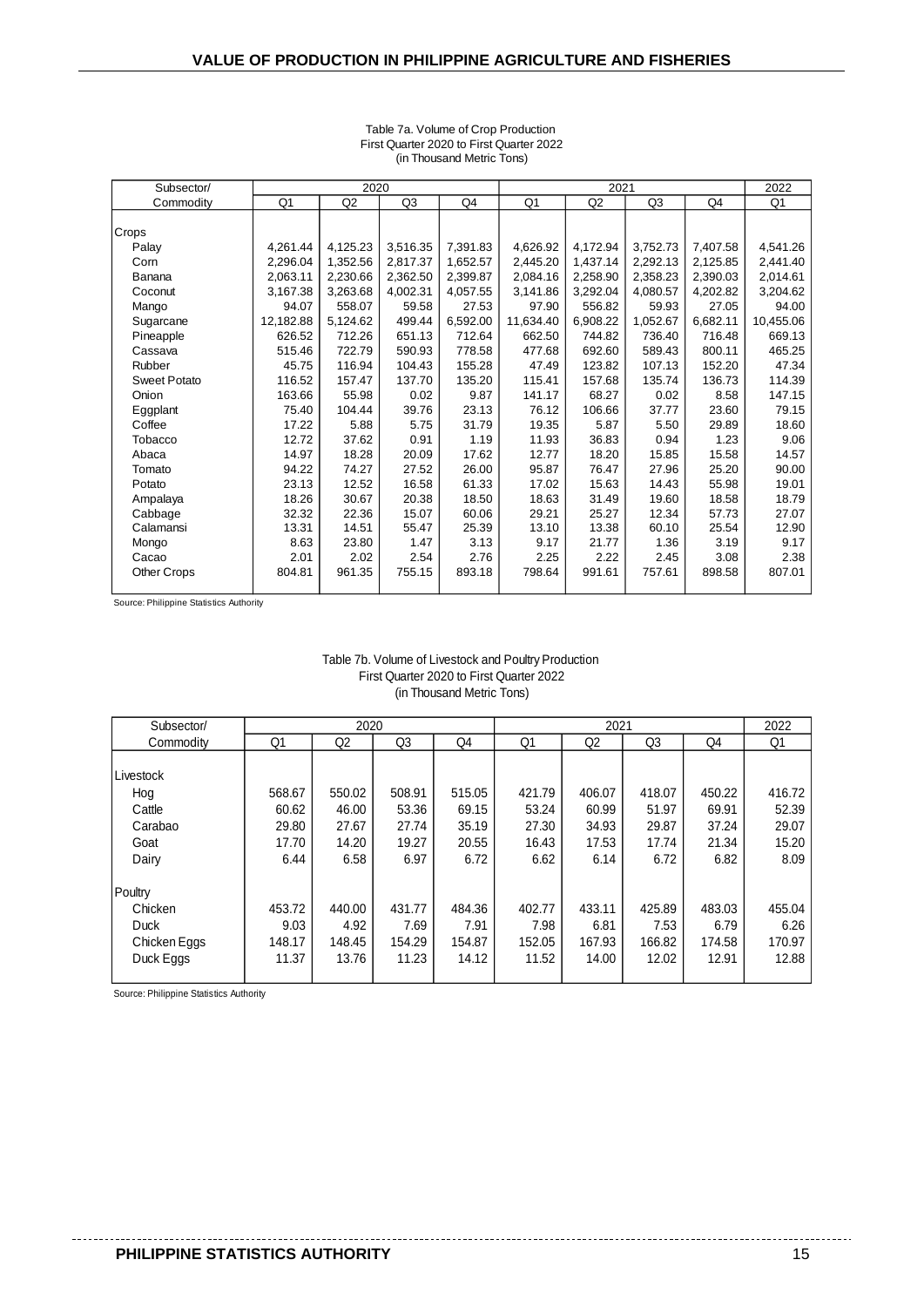Table 7a. Volume of Crop Production
First Quarter 2020 to First Quarter 2022
(in Thousand Metric Tons)

| Subsector/ | 2020 | | | | 2021 | | | | 2022 |
|---|---|---|---|---|---|---|---|---|---|
| Commodity | Q1 | Q2 | Q3 | Q4 | Q1 | Q2 | Q3 | Q4 | Q1 |
| Crops | | | | | | | | | |
| Palay | 4,261.44 | 4,125.23 | 3,516.35 | 7,391.83 | 4,626.92 | 4,172.94 | 3,752.73 | 7,407.58 | 4,541.26 |
| Corn | 2,296.04 | 1,352.56 | 2,817.37 | 1,652.57 | 2,445.20 | 1,437.14 | 2,292.13 | 2,125.85 | 2,441.40 |
| Banana | 2,063.11 | 2,230.66 | 2,362.50 | 2,399.87 | 2,084.16 | 2,258.90 | 2,358.23 | 2,390.03 | 2,014.61 |
| Coconut | 3,167.38 | 3,263.68 | 4,002.31 | 4,057.55 | 3,141.86 | 3,292.04 | 4,080.57 | 4,202.82 | 3,204.62 |
| Mango | 94.07 | 558.07 | 59.58 | 27.53 | 97.90 | 556.82 | 59.93 | 27.05 | 94.00 |
| Sugarcane | 12,182.88 | 5,124.62 | 499.44 | 6,592.00 | 11,634.40 | 6,908.22 | 1,052.67 | 6,682.11 | 10,455.06 |
| Pineapple | 626.52 | 712.26 | 651.13 | 712.64 | 662.50 | 744.82 | 736.40 | 716.48 | 669.13 |
| Cassava | 515.46 | 722.79 | 590.93 | 778.58 | 477.68 | 692.60 | 589.43 | 800.11 | 465.25 |
| Rubber | 45.75 | 116.94 | 104.43 | 155.28 | 47.49 | 123.82 | 107.13 | 152.20 | 47.34 |
| Sweet Potato | 116.52 | 157.47 | 137.70 | 135.20 | 115.41 | 157.68 | 135.74 | 136.73 | 114.39 |
| Onion | 163.66 | 55.98 | 0.02 | 9.87 | 141.17 | 68.27 | 0.02 | 8.58 | 147.15 |
| Eggplant | 75.40 | 104.44 | 39.76 | 23.13 | 76.12 | 106.66 | 37.77 | 23.60 | 79.15 |
| Coffee | 17.22 | 5.88 | 5.75 | 31.79 | 19.35 | 5.87 | 5.50 | 29.89 | 18.60 |
| Tobacco | 12.72 | 37.62 | 0.91 | 1.19 | 11.93 | 36.83 | 0.94 | 1.23 | 9.06 |
| Abaca | 14.97 | 18.28 | 20.09 | 17.62 | 12.77 | 18.20 | 15.85 | 15.58 | 14.57 |
| Tomato | 94.22 | 74.27 | 27.52 | 26.00 | 95.87 | 76.47 | 27.96 | 25.20 | 90.00 |
| Potato | 23.13 | 12.52 | 16.58 | 61.33 | 17.02 | 15.63 | 14.43 | 55.98 | 19.01 |
| Ampalaya | 18.26 | 30.67 | 20.38 | 18.50 | 18.63 | 31.49 | 19.60 | 18.58 | 18.79 |
| Cabbage | 32.32 | 22.36 | 15.07 | 60.06 | 29.21 | 25.27 | 12.34 | 57.73 | 27.07 |
| Calamansi | 13.31 | 14.51 | 55.47 | 25.39 | 13.10 | 13.38 | 60.10 | 25.54 | 12.90 |
| Mongo | 8.63 | 23.80 | 1.47 | 3.13 | 9.17 | 21.77 | 1.36 | 3.19 | 9.17 |
| Cacao | 2.01 | 2.02 | 2.54 | 2.76 | 2.25 | 2.22 | 2.45 | 3.08 | 2.38 |
| Other Crops | 804.81 | 961.35 | 755.15 | 893.18 | 798.64 | 991.61 | 757.61 | 898.58 | 807.01 |

Source: Philippine Statistics Authority

Table 7b. Volume of Livestock and Poultry Production
First Quarter 2020 to First Quarter 2022
(in Thousand Metric Tons)

| Subsector/ | 2020 | | | | 2021 | | | | 2022 |
|---|---|---|---|---|---|---|---|---|---|
| Commodity | Q1 | Q2 | Q3 | Q4 | Q1 | Q2 | Q3 | Q4 | Q1 |
| Livestock | | | | | | | | | |
| Hog | 568.67 | 550.02 | 508.91 | 515.05 | 421.79 | 406.07 | 418.07 | 450.22 | 416.72 |
| Cattle | 60.62 | 46.00 | 53.36 | 69.15 | 53.24 | 60.99 | 51.97 | 69.91 | 52.39 |
| Carabao | 29.80 | 27.67 | 27.74 | 35.19 | 27.30 | 34.93 | 29.87 | 37.24 | 29.07 |
| Goat | 17.70 | 14.20 | 19.27 | 20.55 | 16.43 | 17.53 | 17.74 | 21.34 | 15.20 |
| Dairy | 6.44 | 6.58 | 6.97 | 6.72 | 6.62 | 6.14 | 6.72 | 6.82 | 8.09 |
| Poultry | | | | | | | | | |
| Chicken | 453.72 | 440.00 | 431.77 | 484.36 | 402.77 | 433.11 | 425.89 | 483.03 | 455.04 |
| Duck | 9.03 | 4.92 | 7.69 | 7.91 | 7.98 | 6.81 | 7.53 | 6.79 | 6.26 |
| Chicken Eggs | 148.17 | 148.45 | 154.29 | 154.87 | 152.05 | 167.93 | 166.82 | 174.58 | 170.97 |
| Duck Eggs | 11.37 | 13.76 | 11.23 | 14.12 | 11.52 | 14.00 | 12.02 | 12.91 | 12.88 |

Source: Philippine Statistics Authority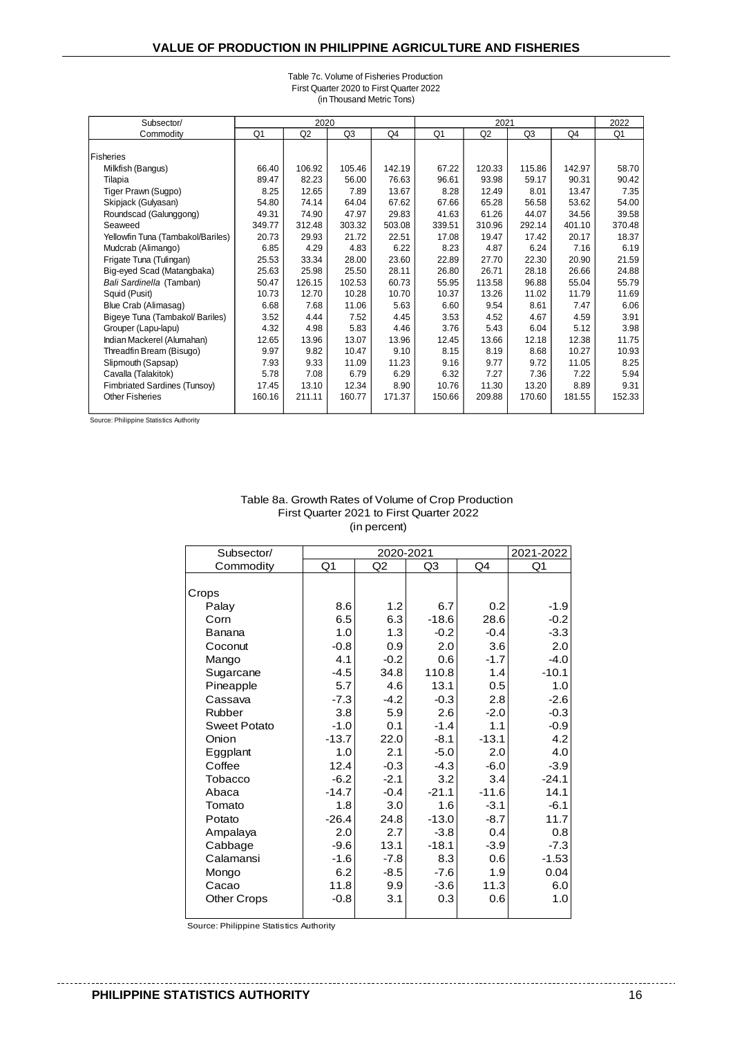# VALUE OF PRODUCTION IN PHILIPPINE AGRICULTURE AND FISHERIES

Table 7c. Volume of Fisheries Production
First Quarter 2020 to First Quarter 2022
(in Thousand Metric Tons)

| Subsector/ | 2020 | | | | 2021 | | | | 2022 |
|---|---|---|---|---|---|---|---|---|---|
| Commodity | Q1 | Q2 | Q3 | Q4 | Q1 | Q2 | Q3 | Q4 | Q1 |
| Fisheries | | | | | | | | | |
| Milkfish (Bangus) | 66.40 | 106.92 | 105.46 | 142.19 | 67.22 | 120.33 | 115.86 | 142.97 | 58.70 |
| Tilapia | 89.47 | 82.23 | 56.00 | 76.63 | 96.61 | 93.98 | 59.17 | 90.31 | 90.42 |
| Tiger Prawn (Sugpo) | 8.25 | 12.65 | 7.89 | 13.67 | 8.28 | 12.49 | 8.01 | 13.47 | 7.35 |
| Skipjack (Gulyasan) | 54.80 | 74.14 | 64.04 | 67.62 | 67.66 | 65.28 | 56.58 | 53.62 | 54.00 |
| Roundscad (Galunggong) | 49.31 | 74.90 | 47.97 | 29.83 | 41.63 | 61.26 | 44.07 | 34.56 | 39.58 |
| Seaweed | 349.77 | 312.48 | 303.32 | 503.08 | 339.51 | 310.96 | 292.14 | 401.10 | 370.48 |
| Yellowfin Tuna (Tambakol/Bariles) | 20.73 | 29.93 | 21.72 | 22.51 | 17.08 | 19.47 | 17.42 | 20.17 | 18.37 |
| Mudcrab (Alimango) | 6.85 | 4.29 | 4.83 | 6.22 | 8.23 | 4.87 | 6.24 | 7.16 | 6.19 |
| Frigate Tuna (Tulingan) | 25.53 | 33.34 | 28.00 | 23.60 | 22.89 | 27.70 | 22.30 | 20.90 | 21.59 |
| Big-eyed Scad (Matangbaka) | 25.63 | 25.98 | 25.50 | 28.11 | 26.80 | 26.71 | 28.18 | 26.66 | 24.88 |
| *Bali Sardinella* (Tamban) | 50.47 | 126.15 | 102.53 | 60.73 | 55.95 | 113.58 | 96.88 | 55.04 | 55.79 |
| Squid (Pusit) | 10.73 | 12.70 | 10.28 | 10.70 | 10.37 | 13.26 | 11.02 | 11.79 | 11.69 |
| Blue Crab (Alimasag) | 6.68 | 7.68 | 11.06 | 5.63 | 6.60 | 9.54 | 8.61 | 7.47 | 6.06 |
| Bigeye Tuna (Tambakol/ Bariles) | 3.52 | 4.44 | 7.52 | 4.45 | 3.53 | 4.52 | 4.67 | 4.59 | 3.91 |
| Grouper (Lapu-lapu) | 4.32 | 4.98 | 5.83 | 4.46 | 3.76 | 5.43 | 6.04 | 5.12 | 3.98 |
| Indian Mackerel (Alumahan) | 12.65 | 13.96 | 13.07 | 13.96 | 12.45 | 13.66 | 12.18 | 12.38 | 11.75 |
| Threadfin Bream (Bisugo) | 9.97 | 9.82 | 10.47 | 9.10 | 8.15 | 8.19 | 8.68 | 10.27 | 10.93 |
| Slipmouth (Sapsap) | 7.93 | 9.33 | 11.09 | 11.23 | 9.16 | 9.77 | 9.72 | 11.05 | 8.25 |
| Cavalla (Talakitok) | 5.78 | 7.08 | 6.79 | 6.29 | 6.32 | 7.27 | 7.36 | 7.22 | 5.94 |
| Fimbriated Sardines (Tunsoy) | 17.45 | 13.10 | 12.34 | 8.90 | 10.76 | 11.30 | 13.20 | 8.89 | 9.31 |
| Other Fisheries | 160.16 | 211.11 | 160.77 | 171.37 | 150.66 | 209.88 | 170.60 | 181.55 | 152.33 |

Source: Philippine Statistics Authority

Table 8a. Growth Rates of Volume of Crop Production
First Quarter 2021 to First Quarter 2022
(in percent)

| Subsector/ | 2020-2021 | | | | 2021-2022 |
|---|---|---|---|---|---|
| Commodity | Q1 | Q2 | Q3 | Q4 | Q1 |
| Crops | | | | | |
| Palay | 8.6 | 1.2 | 6.7 | 0.2 | -1.9 |
| Corn | 6.5 | 6.3 | -18.6 | 28.6 | -0.2 |
| Banana | 1.0 | 1.3 | -0.2 | -0.4 | -3.3 |
| Coconut | -0.8 | 0.9 | 2.0 | 3.6 | 2.0 |
| Mango | 4.1 | -0.2 | 0.6 | -1.7 | -4.0 |
| Sugarcane | -4.5 | 34.8 | 110.8 | 1.4 | -10.1 |
| Pineapple | 5.7 | 4.6 | 13.1 | 0.5 | 1.0 |
| Cassava | -7.3 | -4.2 | -0.3 | 2.8 | -2.6 |
| Rubber | 3.8 | 5.9 | 2.6 | -2.0 | -0.3 |
| Sweet Potato | -1.0 | 0.1 | -1.4 | 1.1 | -0.9 |
| Onion | -13.7 | 22.0 | -8.1 | -13.1 | 4.2 |
| Eggplant | 1.0 | 2.1 | -5.0 | 2.0 | 4.0 |
| Coffee | 12.4 | -0.3 | -4.3 | -6.0 | -3.9 |
| Tobacco | -6.2 | -2.1 | 3.2 | 3.4 | -24.1 |
| Abaca | -14.7 | -0.4 | -21.1 | -11.6 | 14.1 |
| Tomato | 1.8 | 3.0 | 1.6 | -3.1 | -6.1 |
| Potato | -26.4 | 24.8 | -13.0 | -8.7 | 11.7 |
| Ampalaya | 2.0 | 2.7 | -3.8 | 0.4 | 0.8 |
| Cabbage | -9.6 | 13.1 | -18.1 | -3.9 | -7.3 |
| Calamansi | -1.6 | -7.8 | 8.3 | 0.6 | -1.53 |
| Mongo | 6.2 | -8.5 | -7.6 | 1.9 | 0.04 |
| Cacao | 11.8 | 9.9 | -3.6 | 11.3 | 6.0 |
| Other Crops | -0.8 | 3.1 | 0.3 | 0.6 | 1.0 |

Source: Philippine Statistics Authority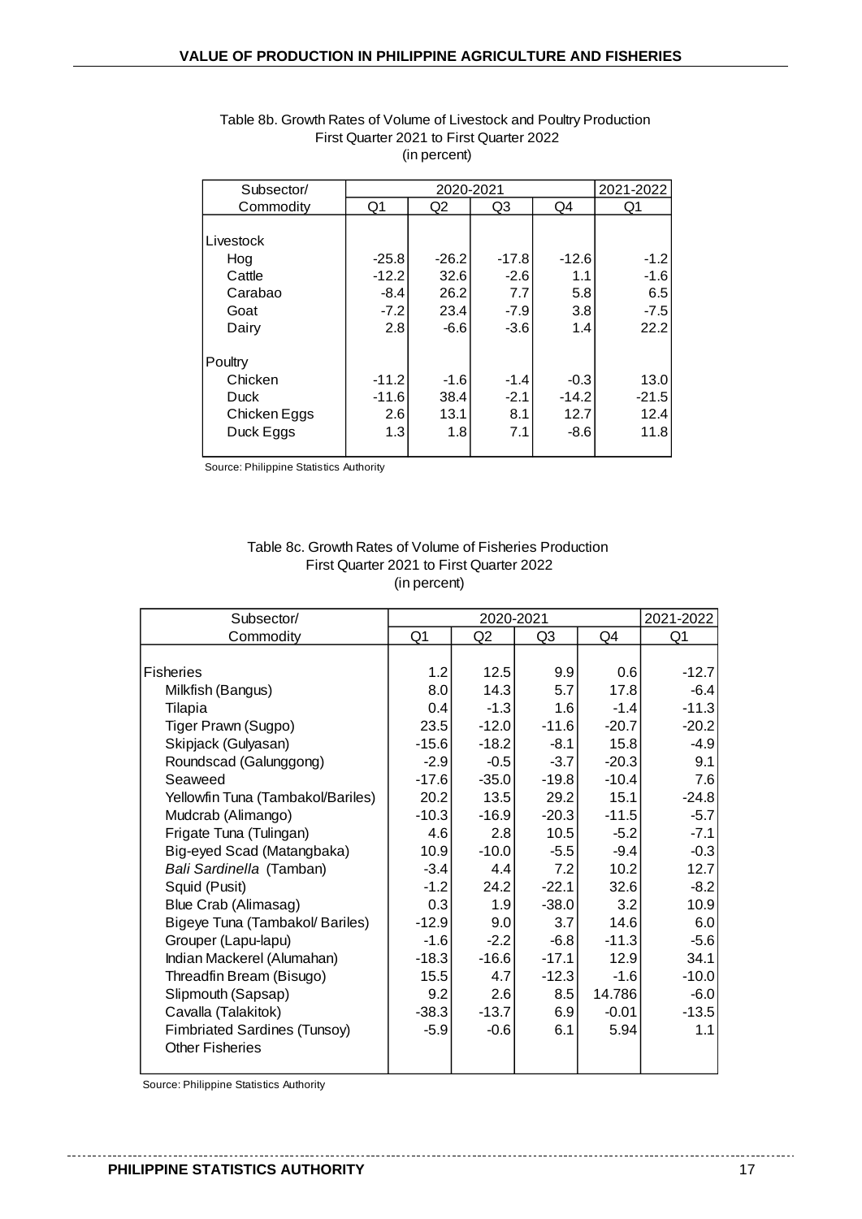Table 8b. Growth Rates of Volume of Livestock and Poultry Production
First Quarter 2021 to First Quarter 2022
(in percent)

| Subsector/ | 2020-2021 | | | | 2021-2022 |
|---|---|---|---|---|---|
| Commodity | Q1 | Q2 | Q3 | Q4 | Q1 |
| Livestock | | | | | |
| Hog | -25.8 | -26.2 | -17.8 | -12.6 | -1.2 |
| Cattle | -12.2 | 32.6 | -2.6 | 1.1 | -1.6 |
| Carabao | -8.4 | 26.2 | 7.7 | 5.8 | 6.5 |
| Goat | -7.2 | 23.4 | -7.9 | 3.8 | -7.5 |
| Dairy | 2.8 | -6.6 | -3.6 | 1.4 | 22.2 |
| Poultry | | | | | |
| Chicken | -11.2 | -1.6 | -1.4 | -0.3 | 13.0 |
| Duck | -11.6 | 38.4 | -2.1 | -14.2 | -21.5 |
| Chicken Eggs | 2.6 | 13.1 | 8.1 | 12.7 | 12.4 |
| Duck Eggs | 1.3 | 1.8 | 7.1 | -8.6 | 11.8 |

Source: Philippine Statistics Authority

Table 8c. Growth Rates of Volume of Fisheries Production
First Quarter 2021 to First Quarter 2022
(in percent)

| Subsector/ | 2020-2021 | | | | 2021-2022 |
|---|---|---|---|---|---|
| Commodity | Q1 | Q2 | Q3 | Q4 | Q1 |
| Fisheries | 1.2 | 12.5 | 9.9 | 0.6 | -12.7 |
| Milkfish (Bangus) | 8.0 | 14.3 | 5.7 | 17.8 | -6.4 |
| Tilapia | 0.4 | -1.3 | 1.6 | -1.4 | -11.3 |
| Tiger Prawn (Sugpo) | 23.5 | -12.0 | -11.6 | -20.7 | -20.2 |
| Skipjack (Gulyasan) | -15.6 | -18.2 | -8.1 | 15.8 | -4.9 |
| Roundscad (Galunggong) | -2.9 | -0.5 | -3.7 | -20.3 | 9.1 |
| Seaweed | -17.6 | -35.0 | -19.8 | -10.4 | 7.6 |
| Yellowfin Tuna (Tambakol/Bariles) | 20.2 | 13.5 | 29.2 | 15.1 | -24.8 |
| Mudcrab (Alimango) | -10.3 | -16.9 | -20.3 | -11.5 | -5.7 |
| Frigate Tuna (Tulingan) | 4.6 | 2.8 | 10.5 | -5.2 | -7.1 |
| Big-eyed Scad (Matangbaka) | 10.9 | -10.0 | -5.5 | -9.4 | -0.3 |
| *Bali Sardinella* (Tamban) | -3.4 | 4.4 | 7.2 | 10.2 | 12.7 |
| Squid (Pusit) | -1.2 | 24.2 | -22.1 | 32.6 | -8.2 |
| Blue Crab (Alimasag) | 0.3 | 1.9 | -38.0 | 3.2 | 10.9 |
| Bigeye Tuna (Tambakol/ Bariles) | -12.9 | 9.0 | 3.7 | 14.6 | 6.0 |
| Grouper (Lapu-lapu) | -1.6 | -2.2 | -6.8 | -11.3 | -5.6 |
| Indian Mackerel (Alumahan) | -18.3 | -16.6 | -17.1 | 12.9 | 34.1 |
| Threadfin Bream (Bisugo) | 15.5 | 4.7 | -12.3 | -1.6 | -10.0 |
| Slipmouth (Sapsap) | 9.2 | 2.6 | 8.5 | 14.786 | -6.0 |
| Cavalla (Talakitok) | -38.3 | -13.7 | 6.9 | -0.01 | -13.5 |
| Fimbriated Sardines (Tunsoy) | -5.9 | -0.6 | 6.1 | 5.94 | 1.1 |
| Other Fisheries | | | | | |

Source: Philippine Statistics Authority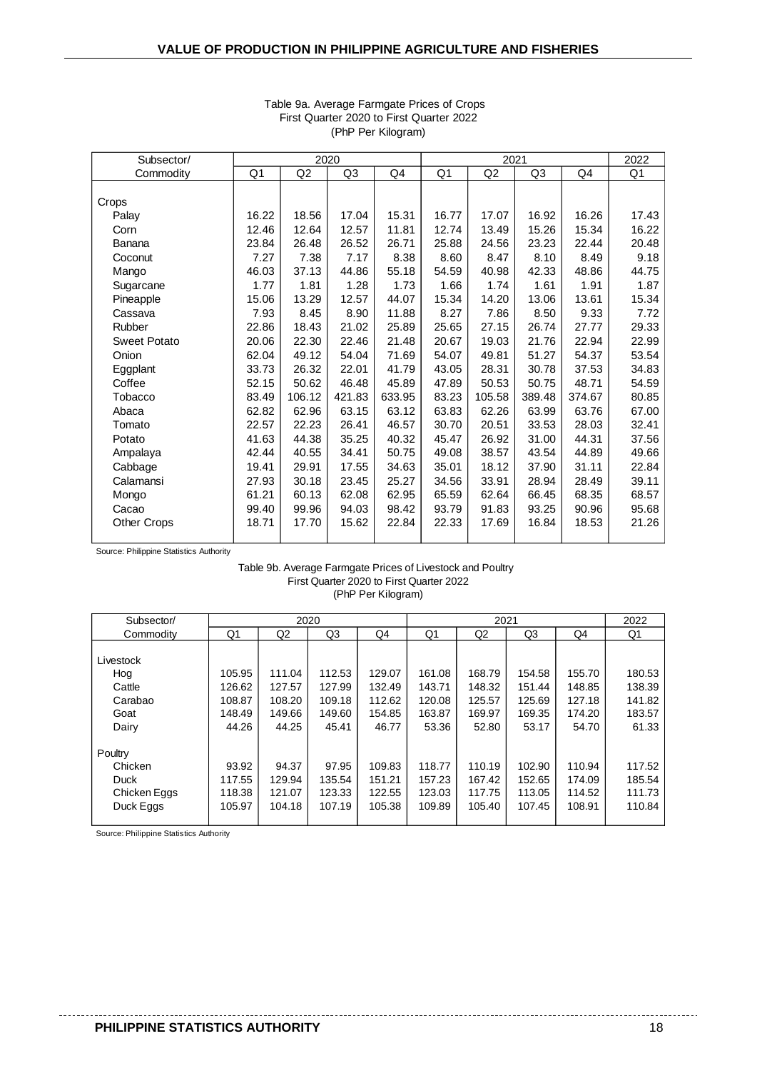Table 9a. Average Farmgate Prices of Crops
First Quarter 2020 to First Quarter 2022
(PhP Per Kilogram)

| Subsector/ | 2020 | | | | 2021 | | | | 2022 |
|---|---|---|---|---|---|---|---|---|---|
| Commodity | Q1 | Q2 | Q3 | Q4 | Q1 | Q2 | Q3 | Q4 | Q1 |
| Crops | | | | | | | | | |
| Palay | 16.22 | 18.56 | 17.04 | 15.31 | 16.77 | 17.07 | 16.92 | 16.26 | 17.43 |
| Corn | 12.46 | 12.64 | 12.57 | 11.81 | 12.74 | 13.49 | 15.26 | 15.34 | 16.22 |
| Banana | 23.84 | 26.48 | 26.52 | 26.71 | 25.88 | 24.56 | 23.23 | 22.44 | 20.48 |
| Coconut | 7.27 | 7.38 | 7.17 | 8.38 | 8.60 | 8.47 | 8.10 | 8.49 | 9.18 |
| Mango | 46.03 | 37.13 | 44.86 | 55.18 | 54.59 | 40.98 | 42.33 | 48.86 | 44.75 |
| Sugarcane | 1.77 | 1.81 | 1.28 | 1.73 | 1.66 | 1.74 | 1.61 | 1.91 | 1.87 |
| Pineapple | 15.06 | 13.29 | 12.57 | 44.07 | 15.34 | 14.20 | 13.06 | 13.61 | 15.34 |
| Cassava | 7.93 | 8.45 | 8.90 | 11.88 | 8.27 | 7.86 | 8.50 | 9.33 | 7.72 |
| Rubber | 22.86 | 18.43 | 21.02 | 25.89 | 25.65 | 27.15 | 26.74 | 27.77 | 29.33 |
| Sweet Potato | 20.06 | 22.30 | 22.46 | 21.48 | 20.67 | 19.03 | 21.76 | 22.94 | 22.99 |
| Onion | 62.04 | 49.12 | 54.04 | 71.69 | 54.07 | 49.81 | 51.27 | 54.37 | 53.54 |
| Eggplant | 33.73 | 26.32 | 22.01 | 41.79 | 43.05 | 28.31 | 30.78 | 37.53 | 34.83 |
| Coffee | 52.15 | 50.62 | 46.48 | 45.89 | 47.89 | 50.53 | 50.75 | 48.71 | 54.59 |
| Tobacco | 83.49 | 106.12 | 421.83 | 633.95 | 83.23 | 105.58 | 389.48 | 374.67 | 80.85 |
| Abaca | 62.82 | 62.96 | 63.15 | 63.12 | 63.83 | 62.26 | 63.99 | 63.76 | 67.00 |
| Tomato | 22.57 | 22.23 | 26.41 | 46.57 | 30.70 | 20.51 | 33.53 | 28.03 | 32.41 |
| Potato | 41.63 | 44.38 | 35.25 | 40.32 | 45.47 | 26.92 | 31.00 | 44.31 | 37.56 |
| Ampalaya | 42.44 | 40.55 | 34.41 | 50.75 | 49.08 | 38.57 | 43.54 | 44.89 | 49.66 |
| Cabbage | 19.41 | 29.91 | 17.55 | 34.63 | 35.01 | 18.12 | 37.90 | 31.11 | 22.84 |
| Calamansi | 27.93 | 30.18 | 23.45 | 25.27 | 34.56 | 33.91 | 28.94 | 28.49 | 39.11 |
| Mongo | 61.21 | 60.13 | 62.08 | 62.95 | 65.59 | 62.64 | 66.45 | 68.35 | 68.57 |
| Cacao | 99.40 | 99.96 | 94.03 | 98.42 | 93.79 | 91.83 | 93.25 | 90.96 | 95.68 |
| Other Crops | 18.71 | 17.70 | 15.62 | 22.84 | 22.33 | 17.69 | 16.84 | 18.53 | 21.26 |

Source: Philippine Statistics Authority

Table 9b. Average Farmgate Prices of Livestock and Poultry
First Quarter 2020 to First Quarter 2022
(PhP Per Kilogram)

| Subsector/ | 2020 | | | | 2021 | | | | 2022 |
|---|---|---|---|---|---|---|---|---|---|
| Commodity | Q1 | Q2 | Q3 | Q4 | Q1 | Q2 | Q3 | Q4 | Q1 |
| Livestock | | | | | | | | | |
| Hog | 105.95 | 111.04 | 112.53 | 129.07 | 161.08 | 168.79 | 154.58 | 155.70 | 180.53 |
| Cattle | 126.62 | 127.57 | 127.99 | 132.49 | 143.71 | 148.32 | 151.44 | 148.85 | 138.39 |
| Carabao | 108.87 | 108.20 | 109.18 | 112.62 | 120.08 | 125.57 | 125.69 | 127.18 | 141.82 |
| Goat | 148.49 | 149.66 | 149.60 | 154.85 | 163.87 | 169.97 | 169.35 | 174.20 | 183.57 |
| Dairy | 44.26 | 44.25 | 45.41 | 46.77 | 53.36 | 52.80 | 53.17 | 54.70 | 61.33 |
| Poultry | | | | | | | | | |
| Chicken | 93.92 | 94.37 | 97.95 | 109.83 | 118.77 | 110.19 | 102.90 | 110.94 | 117.52 |
| Duck | 117.55 | 129.94 | 135.54 | 151.21 | 157.23 | 167.42 | 152.65 | 174.09 | 185.54 |
| Chicken Eggs | 118.38 | 121.07 | 123.33 | 122.55 | 123.03 | 117.75 | 113.05 | 114.52 | 111.73 |
| Duck Eggs | 105.97 | 104.18 | 107.19 | 105.38 | 109.89 | 105.40 | 107.45 | 108.91 | 110.84 |

Source: Philippine Statistics Authority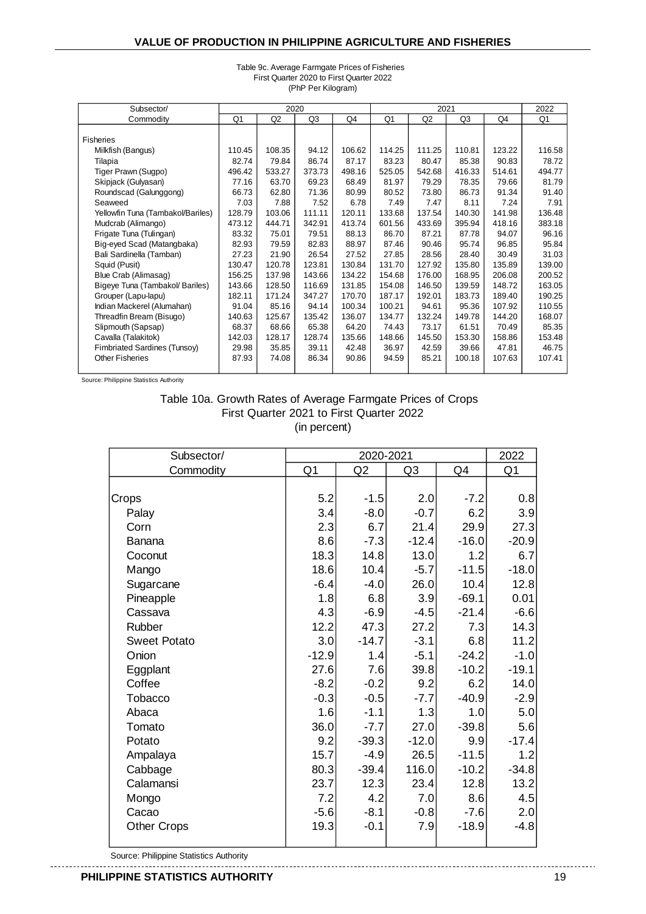Table 9c. Average Farmgate Prices of Fisheries
First Quarter 2020 to First Quarter 2022
(PhP Per Kilogram)

| Subsector/ Commodity | 2020 | | | | 2021 | | | | 2022 |
|---|---|---|---|---|---|---|---|---|---|
| | Q1 | Q2 | Q3 | Q4 | Q1 | Q2 | Q3 | Q4 | Q1 |
| Fisheries | | | | | | | | | |
| Milkfish (Bangus) | 110.45 | 108.35 | 94.12 | 106.62 | 114.25 | 111.25 | 110.81 | 123.22 | 116.58 |
| Tilapia | 82.74 | 79.84 | 86.74 | 87.17 | 83.23 | 80.47 | 85.38 | 90.83 | 78.72 |
| Tiger Prawn (Sugpo) | 496.42 | 533.27 | 373.73 | 498.16 | 525.05 | 542.68 | 416.33 | 514.61 | 494.77 |
| Skipjack (Gulyasan) | 77.16 | 63.70 | 69.23 | 68.49 | 81.97 | 79.29 | 78.35 | 79.66 | 81.79 |
| Roundscad (Galunggong) | 66.73 | 62.80 | 71.36 | 80.99 | 80.52 | 73.80 | 86.73 | 91.34 | 91.40 |
| Seaweed | 7.03 | 7.88 | 7.52 | 6.78 | 7.49 | 7.47 | 8.11 | 7.24 | 7.91 |
| Yellowfin Tuna (Tambakol/Bariles) | 128.79 | 103.06 | 111.11 | 120.11 | 133.68 | 137.54 | 140.30 | 141.98 | 136.48 |
| Mudcrab (Alimango) | 473.12 | 444.71 | 342.91 | 413.74 | 601.56 | 433.69 | 395.94 | 418.16 | 383.18 |
| Frigate Tuna (Tulingan) | 83.32 | 75.01 | 79.51 | 88.13 | 86.70 | 87.21 | 87.78 | 94.07 | 96.16 |
| Big-eyed Scad (Matangbaka) | 82.93 | 79.59 | 82.83 | 88.97 | 87.46 | 90.46 | 95.74 | 96.85 | 95.84 |
| Bali Sardinella (Tamban) | 27.23 | 21.90 | 26.54 | 27.52 | 27.85 | 28.56 | 28.40 | 30.49 | 31.03 |
| Squid (Pusit) | 130.47 | 120.78 | 123.81 | 130.84 | 131.70 | 127.92 | 135.80 | 135.89 | 139.00 |
| Blue Crab (Alimasag) | 156.25 | 137.98 | 143.66 | 134.22 | 154.68 | 176.00 | 168.95 | 206.08 | 200.52 |
| Bigeye Tuna (Tambakol/ Bariles) | 143.66 | 128.50 | 116.69 | 131.85 | 154.08 | 146.50 | 139.59 | 148.72 | 163.05 |
| Grouper (Lapu-lapu) | 182.11 | 171.24 | 347.27 | 170.70 | 187.17 | 192.01 | 183.73 | 189.40 | 190.25 |
| Indian Mackerel (Alumahan) | 91.04 | 85.16 | 94.14 | 100.34 | 100.21 | 94.61 | 95.36 | 107.92 | 110.55 |
| Threadfin Bream (Bisugo) | 140.63 | 125.67 | 135.42 | 136.07 | 134.77 | 132.24 | 149.78 | 144.20 | 168.07 |
| Slipmouth (Sapsap) | 68.37 | 68.66 | 65.38 | 64.20 | 74.43 | 73.17 | 61.51 | 70.49 | 85.35 |
| Cavalla (Talakitok) | 142.03 | 128.17 | 128.74 | 135.66 | 148.66 | 145.50 | 153.30 | 158.86 | 153.48 |
| Fimbriated Sardines (Tunsoy) | 29.98 | 35.85 | 39.11 | 42.48 | 36.97 | 42.59 | 39.66 | 47.81 | 46.75 |
| Other Fisheries | 87.93 | 74.08 | 86.34 | 90.86 | 94.59 | 85.21 | 100.18 | 107.63 | 107.41 |

Source: Philippine Statistics Authority

Table 10a. Growth Rates of Average Farmgate Prices of Crops
First Quarter 2021 to First Quarter 2022
(in percent)

| Subsector/ Commodity | 2020-2021 | | | | 2022 |
|---|---|---|---|---|---|
| | Q1 | Q2 | Q3 | Q4 | Q1 |
| Crops | 5.2 | -1.5 | 2.0 | -7.2 | 0.8 |
| Palay | 3.4 | -8.0 | -0.7 | 6.2 | 3.9 |
| Corn | 2.3 | 6.7 | 21.4 | 29.9 | 27.3 |
| Banana | 8.6 | -7.3 | -12.4 | -16.0 | -20.9 |
| Coconut | 18.3 | 14.8 | 13.0 | 1.2 | 6.7 |
| Mango | 18.6 | 10.4 | -5.7 | -11.5 | -18.0 |
| Sugarcane | -6.4 | -4.0 | 26.0 | 10.4 | 12.8 |
| Pineapple | 1.8 | 6.8 | 3.9 | -69.1 | 0.01 |
| Cassava | 4.3 | -6.9 | -4.5 | -21.4 | -6.6 |
| Rubber | 12.2 | 47.3 | 27.2 | 7.3 | 14.3 |
| Sweet Potato | 3.0 | -14.7 | -3.1 | 6.8 | 11.2 |
| Onion | -12.9 | 1.4 | -5.1 | -24.2 | -1.0 |
| Eggplant | 27.6 | 7.6 | 39.8 | -10.2 | -19.1 |
| Coffee | -8.2 | -0.2 | 9.2 | 6.2 | 14.0 |
| Tobacco | -0.3 | -0.5 | -7.7 | -40.9 | -2.9 |
| Abaca | 1.6 | -1.1 | 1.3 | 1.0 | 5.0 |
| Tomato | 36.0 | -7.7 | 27.0 | -39.8 | 5.6 |
| Potato | 9.2 | -39.3 | -12.0 | 9.9 | -17.4 |
| Ampalaya | 15.7 | -4.9 | 26.5 | -11.5 | 1.2 |
| Cabbage | 80.3 | -39.4 | 116.0 | -10.2 | -34.8 |
| Calamansi | 23.7 | 12.3 | 23.4 | 12.8 | 13.2 |
| Mongo | 7.2 | 4.2 | 7.0 | 8.6 | 4.5 |
| Cacao | -5.6 | -8.1 | -0.8 | -7.6 | 2.0 |
| Other Crops | 19.3 | -0.1 | 7.9 | -18.9 | -4.8 |

Source: Philippine Statistics Authority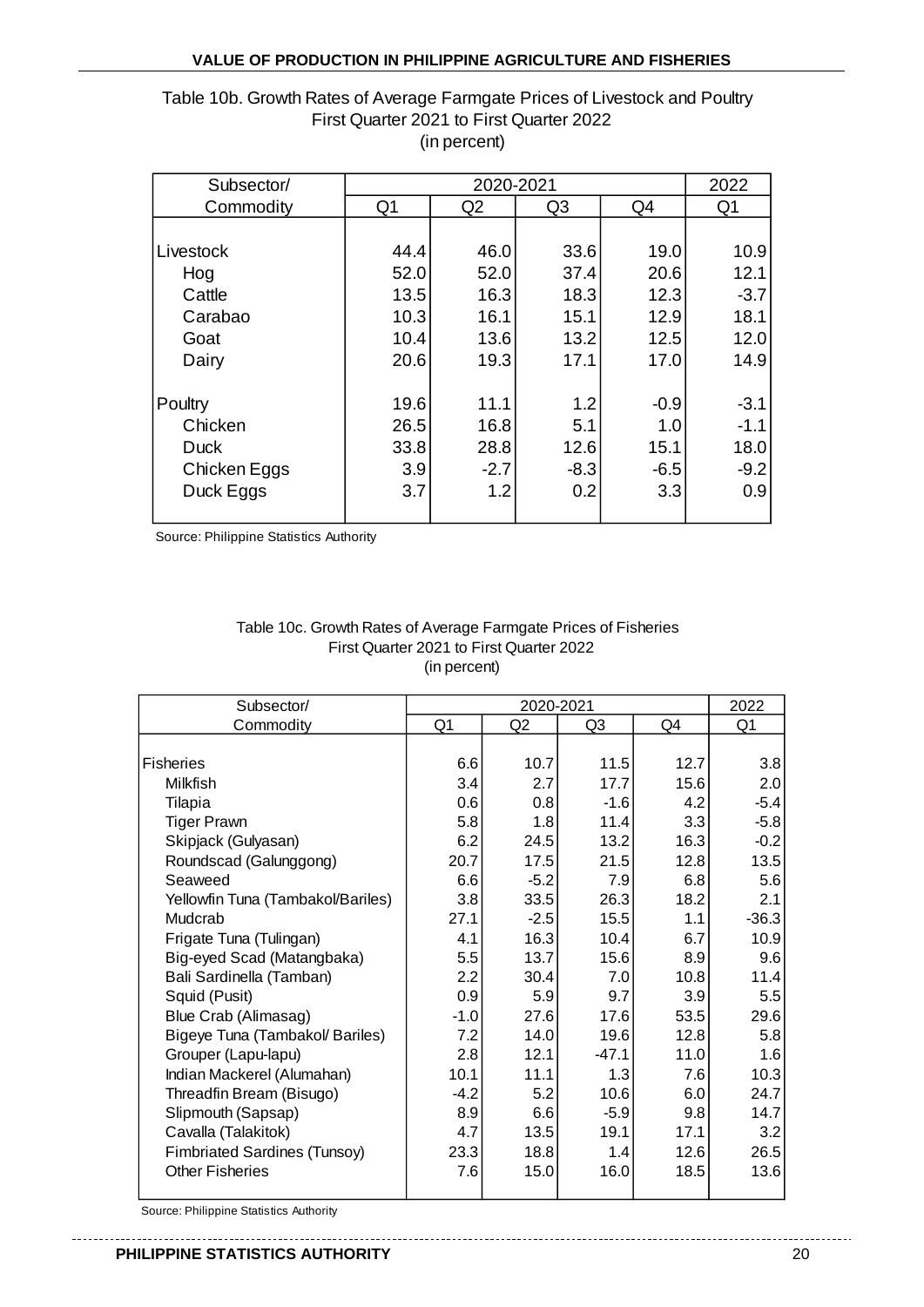Table 10b. Growth Rates of Average Farmgate Prices of Livestock and Poultry
First Quarter 2021 to First Quarter 2022
(in percent)

| Subsector/ Commodity | 2020-2021 | | | | 2022 |
|---|---|---|---|---|---|
| | Q1 | Q2 | Q3 | Q4 | Q1 |
| Livestock | 44.4 | 46.0 | 33.6 | 19.0 | 10.9 |
| Hog | 52.0 | 52.0 | 37.4 | 20.6 | 12.1 |
| Cattle | 13.5 | 16.3 | 18.3 | 12.3 | -3.7 |
| Carabao | 10.3 | 16.1 | 15.1 | 12.9 | 18.1 |
| Goat | 10.4 | 13.6 | 13.2 | 12.5 | 12.0 |
| Dairy | 20.6 | 19.3 | 17.1 | 17.0 | 14.9 |
| Poultry | 19.6 | 11.1 | 1.2 | -0.9 | -3.1 |
| Chicken | 26.5 | 16.8 | 5.1 | 1.0 | -1.1 |
| Duck | 33.8 | 28.8 | 12.6 | 15.1 | 18.0 |
| Chicken Eggs | 3.9 | -2.7 | -8.3 | -6.5 | -9.2 |
| Duck Eggs | 3.7 | 1.2 | 0.2 | 3.3 | 0.9 |

Source: Philippine Statistics Authority

Table 10c. Growth Rates of Average Farmgate Prices of Fisheries
First Quarter 2021 to First Quarter 2022
(in percent)

| Subsector/ Commodity | 2020-2021 | | | | 2022 |
|---|---|---|---|---|---|
| | Q1 | Q2 | Q3 | Q4 | Q1 |
| Fisheries | 6.6 | 10.7 | 11.5 | 12.7 | 3.8 |
| Milkfish | 3.4 | 2.7 | 17.7 | 15.6 | 2.0 |
| Tilapia | 0.6 | 0.8 | -1.6 | 4.2 | -5.4 |
| Tiger Prawn | 5.8 | 1.8 | 11.4 | 3.3 | -5.8 |
| Skipjack (Gulyasan) | 6.2 | 24.5 | 13.2 | 16.3 | -0.2 |
| Roundscad (Galunggong) | 20.7 | 17.5 | 21.5 | 12.8 | 13.5 |
| Seaweed | 6.6 | -5.2 | 7.9 | 6.8 | 5.6 |
| Yellowfin Tuna (Tambakol/Bariles) | 3.8 | 33.5 | 26.3 | 18.2 | 2.1 |
| Mudcrab | 27.1 | -2.5 | 15.5 | 1.1 | -36.3 |
| Frigate Tuna (Tulingan) | 4.1 | 16.3 | 10.4 | 6.7 | 10.9 |
| Big-eyed Scad (Matangbaka) | 5.5 | 13.7 | 15.6 | 8.9 | 9.6 |
| Bali Sardinella (Tamban) | 2.2 | 30.4 | 7.0 | 10.8 | 11.4 |
| Squid (Pusit) | 0.9 | 5.9 | 9.7 | 3.9 | 5.5 |
| Blue Crab (Alimasag) | -1.0 | 27.6 | 17.6 | 53.5 | 29.6 |
| Bigeye Tuna (Tambakol/ Bariles) | 7.2 | 14.0 | 19.6 | 12.8 | 5.8 |
| Grouper (Lapu-lapu) | 2.8 | 12.1 | -47.1 | 11.0 | 1.6 |
| Indian Mackerel (Alumahan) | 10.1 | 11.1 | 1.3 | 7.6 | 10.3 |
| Threadfin Bream (Bisugo) | -4.2 | 5.2 | 10.6 | 6.0 | 24.7 |
| Slipmouth (Sapsap) | 8.9 | 6.6 | -5.9 | 9.8 | 14.7 |
| Cavalla (Talakitok) | 4.7 | 13.5 | 19.1 | 17.1 | 3.2 |
| Fimbriated Sardines (Tunsoy) | 23.3 | 18.8 | 1.4 | 12.6 | 26.5 |
| Other Fisheries | 7.6 | 15.0 | 16.0 | 18.5 | 13.6 |

Source: Philippine Statistics Authority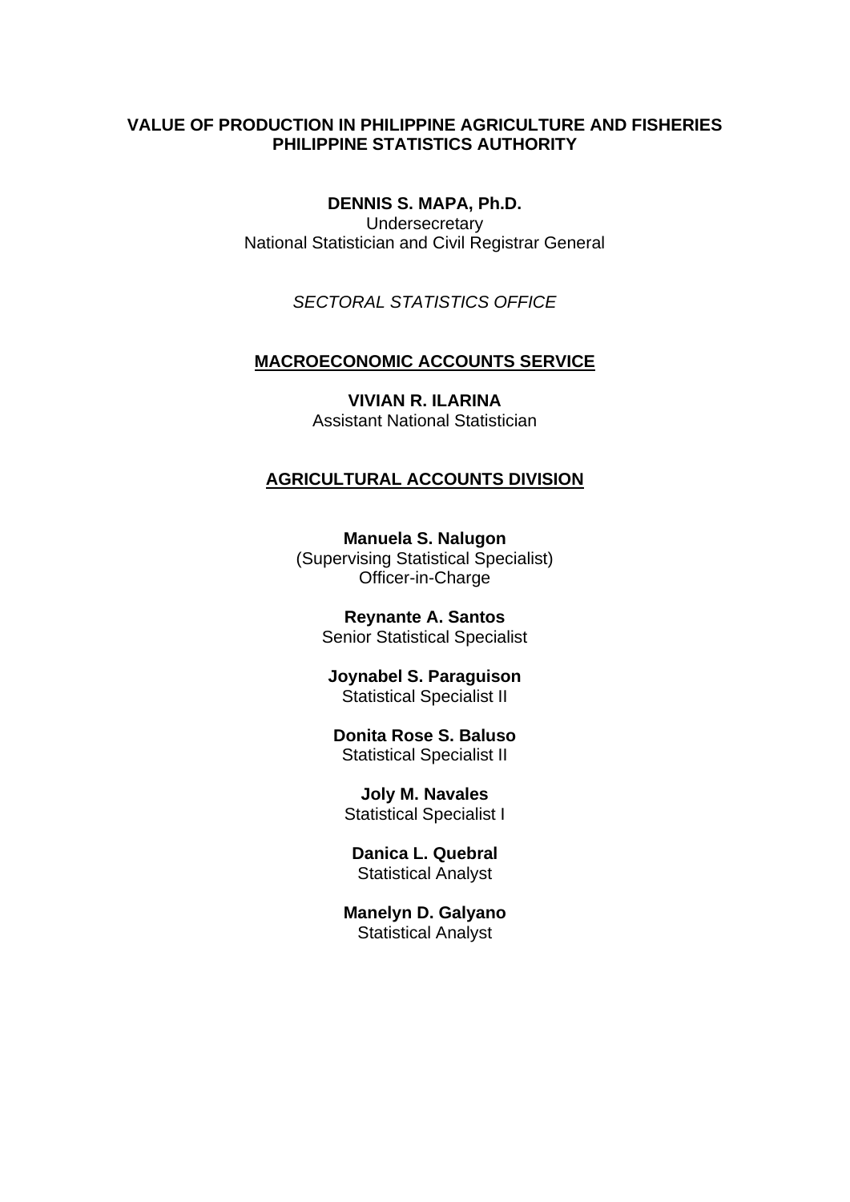**VALUE OF PRODUCTION IN PHILIPPINE AGRICULTURE AND FISHERIES**
**PHILIPPINE STATISTICS AUTHORITY**

**DENNIS S. MAPA, Ph.D.**
Undersecretary
National Statistician and Civil Registrar General

*SECTORAL STATISTICS OFFICE*

**MACROECONOMIC ACCOUNTS SERVICE**

**VIVIAN R. ILARINA**
Assistant National Statistician

**AGRICULTURAL ACCOUNTS DIVISION**

**Manuela S. Nalugon**
(Supervising Statistical Specialist)
Officer-in-Charge

**Reynante A. Santos**
Senior Statistical Specialist

**Joynabel S. Paraguison**
Statistical Specialist II

**Donita Rose S. Baluso**
Statistical Specialist II

**Joly M. Navales**
Statistical Specialist I

**Danica L. Quebral**
Statistical Analyst

**Manelyn D. Galyano**
Statistical Analyst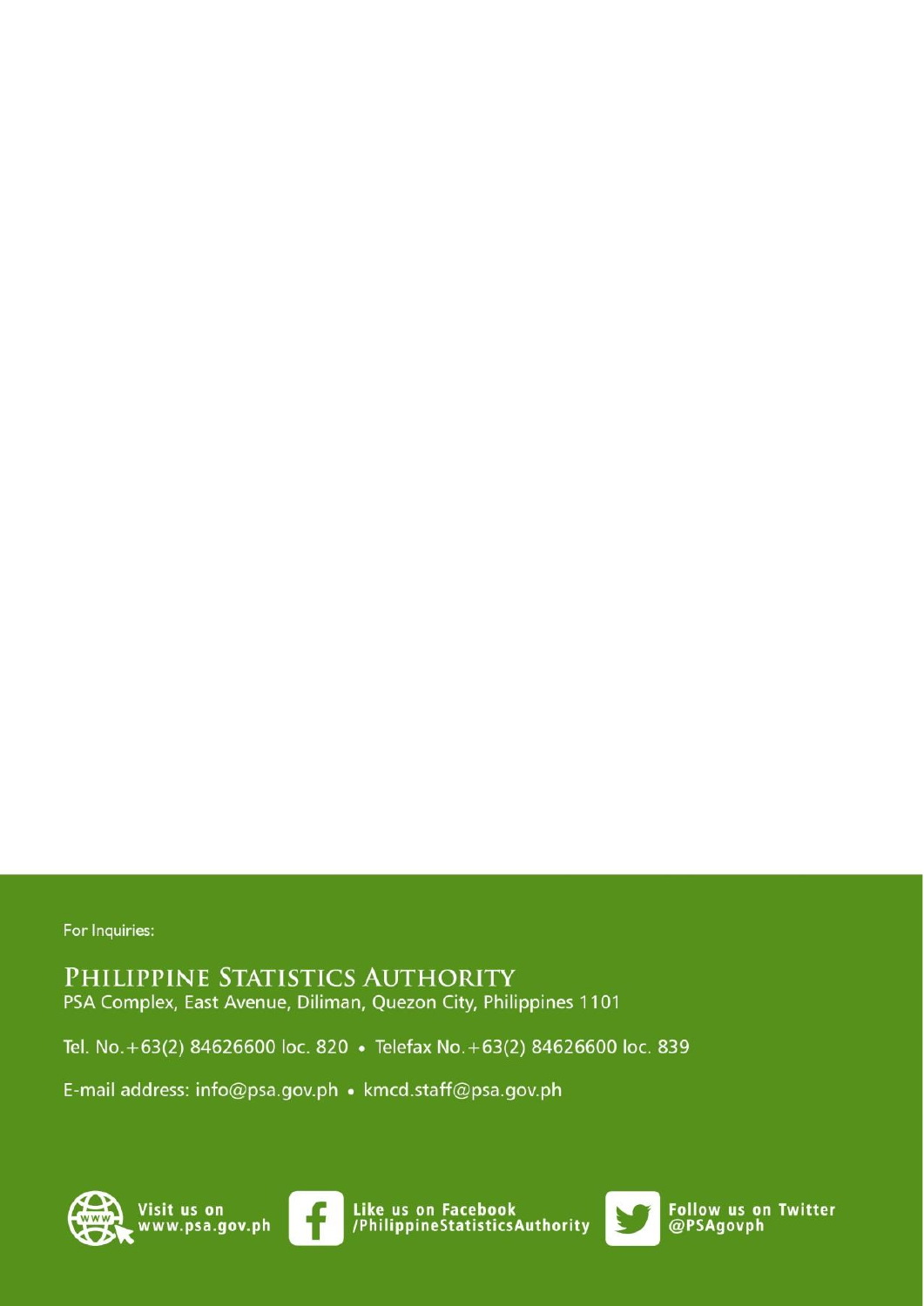For Inquiries:

**PHILIPPINE STATISTICS AUTHORITY**
PSA Complex, East Avenue, Diliman, Quezon City, Philippines 1101

Tel. No.+63(2) 84626600 loc. 820 • Telefax No.+63(2) 84626600 loc. 839

E-mail address: info@psa.gov.ph • kmcd.staff@psa.gov.ph

Visit us on www.psa.gov.ph

Like us on Facebook /PhilippineStatisticsAuthority

Follow us on Twitter @PSAgovph